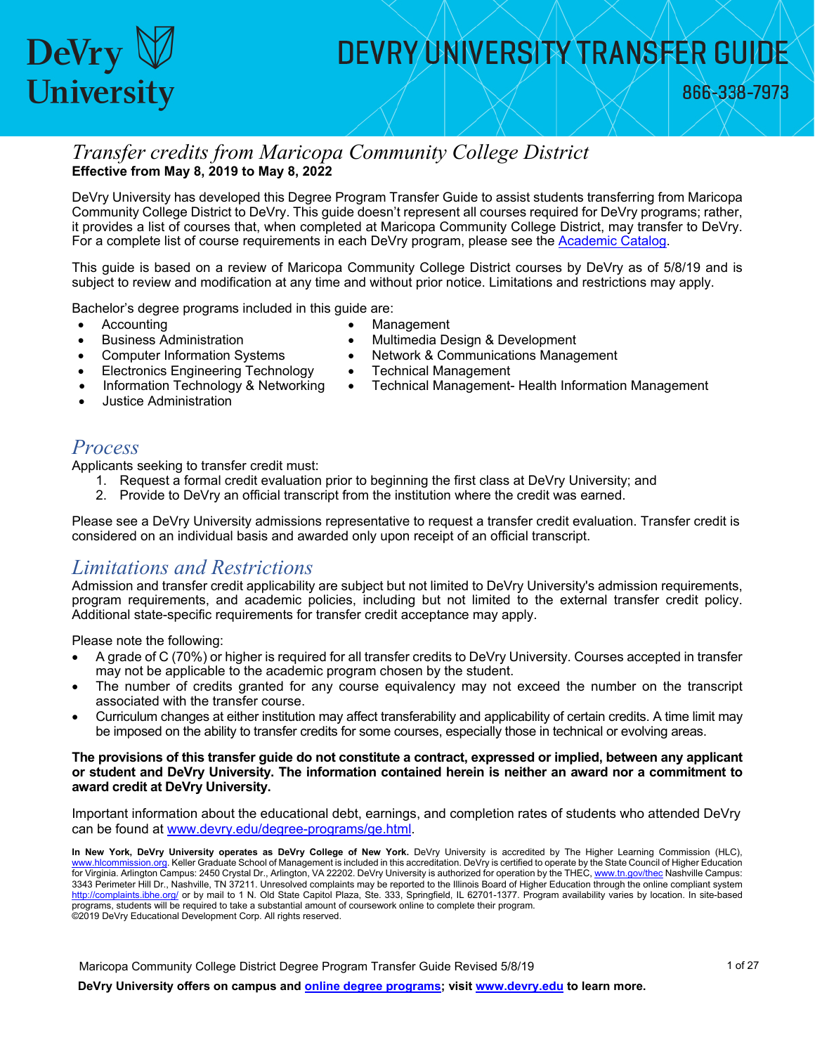# DEVRY UNIVERSITY TRANSFER GUIDE

866-338-7973

## *Transfer credits from Maricopa Community College District*

**Effective from May 8, 2019 to May 8, 2022**

DeVry University has developed this Degree Program Transfer Guide to assist students transferring from Maricopa Community College District to DeVry. This guide doesn't represent all courses required for DeVry programs; rather, it provides a list of courses that, when completed at Maricopa Community College District, may transfer to DeVry. For a complete list of course requirements in each DeVry program, please see the [Academic Catalog](#).

This guide is based on a review of Maricopa Community College District courses by DeVry as of 5/8/19 and is subject to review and modification at any time and without prior notice. Limitations and restrictions may apply.

Bachelor's degree programs included in this guide are:

- Accounting
- Business Administration
- Computer Information Systems
- Electronics Engineering Technology
- Information Technology & Networking
- Justice Administration
- Management
- Multimedia Design & Development
- Network & Communications Management
- Technical Management
- Technical Management- Health Information Management

## *Process*

Applicants seeking to transfer credit must:

1. Request a formal credit evaluation prior to beginning the first class at DeVry University; and
2. Provide to DeVry an official transcript from the institution where the credit was earned.

Please see a DeVry University admissions representative to request a transfer credit evaluation. Transfer credit is considered on an individual basis and awarded only upon receipt of an official transcript.

## *Limitations and Restrictions*

Admission and transfer credit applicability are subject but not limited to DeVry University's admission requirements, program requirements, and academic policies, including but not limited to the external transfer credit policy. Additional state-specific requirements for transfer credit acceptance may apply.

Please note the following:

- A grade of C (70%) or higher is required for all transfer credits to DeVry University. Courses accepted in transfer may not be applicable to the academic program chosen by the student.
- The number of credits granted for any course equivalency may not exceed the number on the transcript associated with the transfer course.
- Curriculum changes at either institution may affect transferability and applicability of certain credits. A time limit may be imposed on the ability to transfer credits for some courses, especially those in technical or evolving areas.

**The provisions of this transfer guide do not constitute a contract, expressed or implied, between any applicant or student and DeVry University. The information contained herein is neither an award nor a commitment to award credit at DeVry University.**

Important information about the educational debt, earnings, and completion rates of students who attended DeVry can be found at [www.devry.edu/degree-programs/ge.html](www.devry.edu/degree-programs/ge.html).

**In New York, DeVry University operates as DeVry College of New York.** DeVry University is accredited by The Higher Learning Commission (HLC), www.hlcommission.org. Keller Graduate School of Management is included in this accreditation. DeVry is certified to operate by the State Council of Higher Education for Virginia. Arlington Campus: 2450 Crystal Dr., Arlington, VA 22202. DeVry University is authorized for operation by the THEC, www.tn.gov/thec Nashville Campus: 3343 Perimeter Hill Dr., Nashville, TN 37211. Unresolved complaints may be reported to the Illinois Board of Higher Education through the online compliant system http://complaints.ibhe.org/ or by mail to 1 N. Old State Capitol Plaza, Ste. 333, Springfield, IL 62701-1377. Program availability varies by location. In site-based programs, students will be required to take a substantial amount of coursework online to complete their program.
©2019 DeVry Educational Development Corp. All rights reserved.

**DeVry University offers on campus and [online degree programs](#); visit [www.devry.edu](www.devry.edu) to learn more.**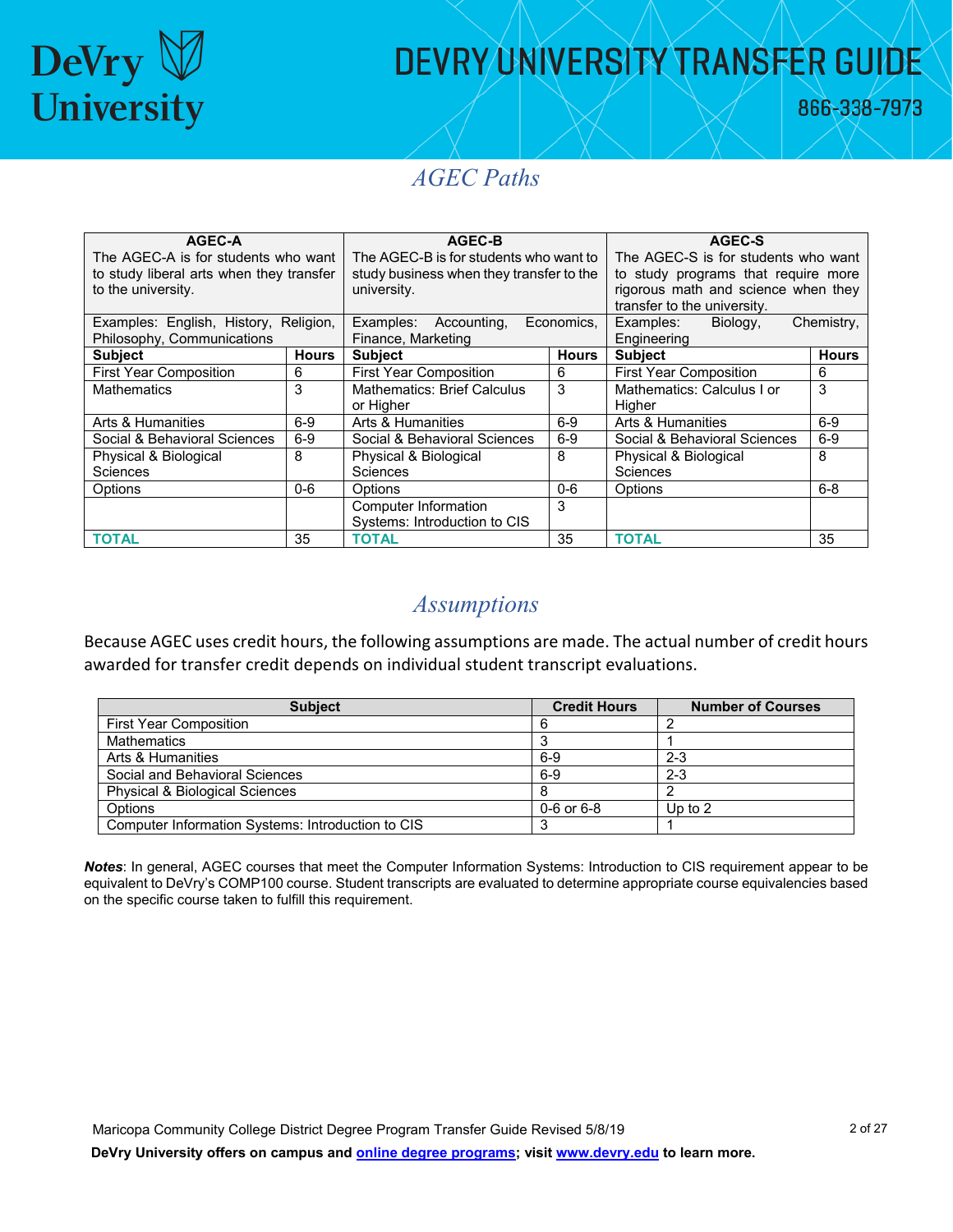## AGEC Paths

| AGEC-A<br>The AGEC-A is for students who want to study liberal arts when they transfer to the university. | | AGEC-B<br>The AGEC-B is for students who want to study business when they transfer to the university. | | AGEC-S<br>The AGEC-S is for students who want to study programs that require more rigorous math and science when they transfer to the university. | |
|---|---|---|---|---|---|
| Examples: English, History, Religion, Philosophy, Communications | | Examples: Accounting, Economics, Finance, Marketing | | Examples: Biology, Chemistry, Engineering | |
| **Subject** | **Hours** | **Subject** | **Hours** | **Subject** | **Hours** |
| First Year Composition | 6 | First Year Composition | 6 | First Year Composition | 6 |
| Mathematics | 3 | Mathematics: Brief Calculus or Higher | 3 | Mathematics: Calculus I or Higher | 3 |
| Arts & Humanities | 6-9 | Arts & Humanities | 6-9 | Arts & Humanities | 6-9 |
| Social & Behavioral Sciences | 6-9 | Social & Behavioral Sciences | 6-9 | Social & Behavioral Sciences | 6-9 |
| Physical & Biological Sciences | 8 | Physical & Biological Sciences | 8 | Physical & Biological Sciences | 8 |
| Options | 0-6 | Options | 0-6 | Options | 6-8 |
| | | Computer Information Systems: Introduction to CIS | 3 | | |
| **TOTAL** | 35 | **TOTAL** | 35 | **TOTAL** | 35 |

## Assumptions

Because AGEC uses credit hours, the following assumptions are made. The actual number of credit hours awarded for transfer credit depends on individual student transcript evaluations.

| Subject | Credit Hours | Number of Courses |
|---|---|---|
| First Year Composition | 6 | 2 |
| Mathematics | 3 | 1 |
| Arts & Humanities | 6-9 | 2-3 |
| Social and Behavioral Sciences | 6-9 | 2-3 |
| Physical & Biological Sciences | 8 | 2 |
| Options | 0-6 or 6-8 | Up to 2 |
| Computer Information Systems: Introduction to CIS | 3 | 1 |

***Notes***: In general, AGEC courses that meet the Computer Information Systems: Introduction to CIS requirement appear to be equivalent to DeVry's COMP100 course. Student transcripts are evaluated to determine appropriate course equivalencies based on the specific course taken to fulfill this requirement.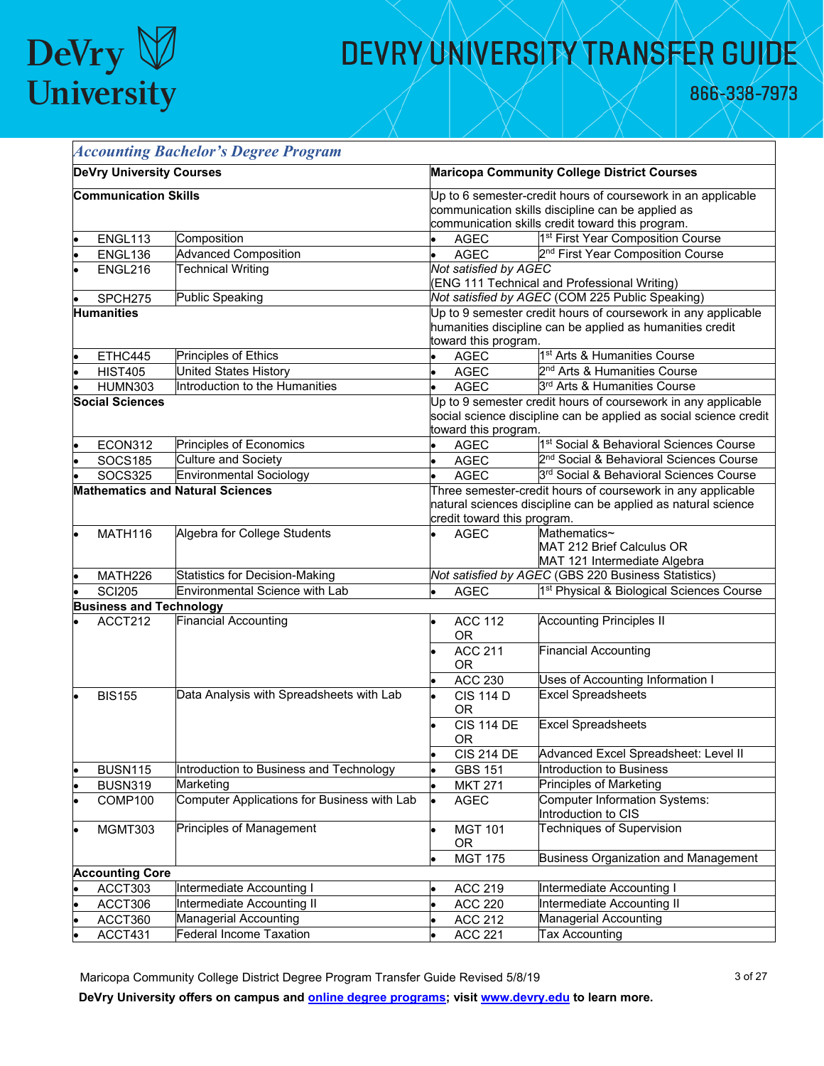# DEVRY UNIVERSITY TRANSFER GUIDE

866-338-7973

## *Accounting Bachelor's Degree Program*

| DeVry University Courses | | Maricopa Community College District Courses | |
|---|---|---|---|
| **Communication Skills** | | Up to 6 semester-credit hours of coursework in an applicable communication skills discipline can be applied as communication skills credit toward this program. | |
| • ENGL113 | Composition | • AGEC | 1st First Year Composition Course |
| • ENGL136 | Advanced Composition | • AGEC | 2nd First Year Composition Course |
| • ENGL216 | Technical Writing | *Not satisfied by AGEC* (ENG 111 Technical and Professional Writing) | |
| • SPCH275 | Public Speaking | *Not satisfied by AGEC* (COM 225 Public Speaking) | |
| **Humanities** | | Up to 9 semester credit hours of coursework in any applicable humanities discipline can be applied as humanities credit toward this program. | |
| • ETHC445 | Principles of Ethics | • AGEC | 1st Arts & Humanities Course |
| • HIST405 | United States History | • AGEC | 2nd Arts & Humanities Course |
| • HUMN303 | Introduction to the Humanities | • AGEC | 3rd Arts & Humanities Course |
| **Social Sciences** | | Up to 9 semester credit hours of coursework in any applicable social science discipline can be applied as social science credit toward this program. | |
| • ECON312 | Principles of Economics | • AGEC | 1st Social & Behavioral Sciences Course |
| • SOCS185 | Culture and Society | • AGEC | 2nd Social & Behavioral Sciences Course |
| • SOCS325 | Environmental Sociology | • AGEC | 3rd Social & Behavioral Sciences Course |
| **Mathematics and Natural Sciences** | | Three semester-credit hours of coursework in any applicable natural sciences discipline can be applied as natural science credit toward this program. | |
| • MATH116 | Algebra for College Students | • AGEC | Mathematics~ MAT 212 Brief Calculus OR MAT 121 Intermediate Algebra |
| • MATH226 | Statistics for Decision-Making | *Not satisfied by AGEC* (GBS 220 Business Statistics) | |
| • SCI205 | Environmental Science with Lab | • AGEC | 1st Physical & Biological Sciences Course |
| **Business and Technology** | | | |
| • ACCT212 | Financial Accounting | • ACC 112 OR | Accounting Principles II |
| | | • ACC 211 OR | Financial Accounting |
| | | • ACC 230 | Uses of Accounting Information I |
| • BIS155 | Data Analysis with Spreadsheets with Lab | • CIS 114 D OR | Excel Spreadsheets |
| | | • CIS 114 DE OR | Excel Spreadsheets |
| | | • CIS 214 DE | Advanced Excel Spreadsheet: Level II |
| • BUSN115 | Introduction to Business and Technology | • GBS 151 | Introduction to Business |
| • BUSN319 | Marketing | • MKT 271 | Principles of Marketing |
| • COMP100 | Computer Applications for Business with Lab | • AGEC | Computer Information Systems: Introduction to CIS |
| • MGMT303 | Principles of Management | • MGT 101 OR | Techniques of Supervision |
| | | • MGT 175 | Business Organization and Management |
| **Accounting Core** | | | |
| • ACCT303 | Intermediate Accounting I | • ACC 219 | Intermediate Accounting I |
| • ACCT306 | Intermediate Accounting II | • ACC 220 | Intermediate Accounting II |
| • ACCT360 | Managerial Accounting | • ACC 212 | Managerial Accounting |
| • ACCT431 | Federal Income Taxation | • ACC 221 | Tax Accounting |

Maricopa Community College District Degree Program Transfer Guide Revised 5/8/19

**DeVry University offers on campus and online degree programs; visit www.devry.edu to learn more.**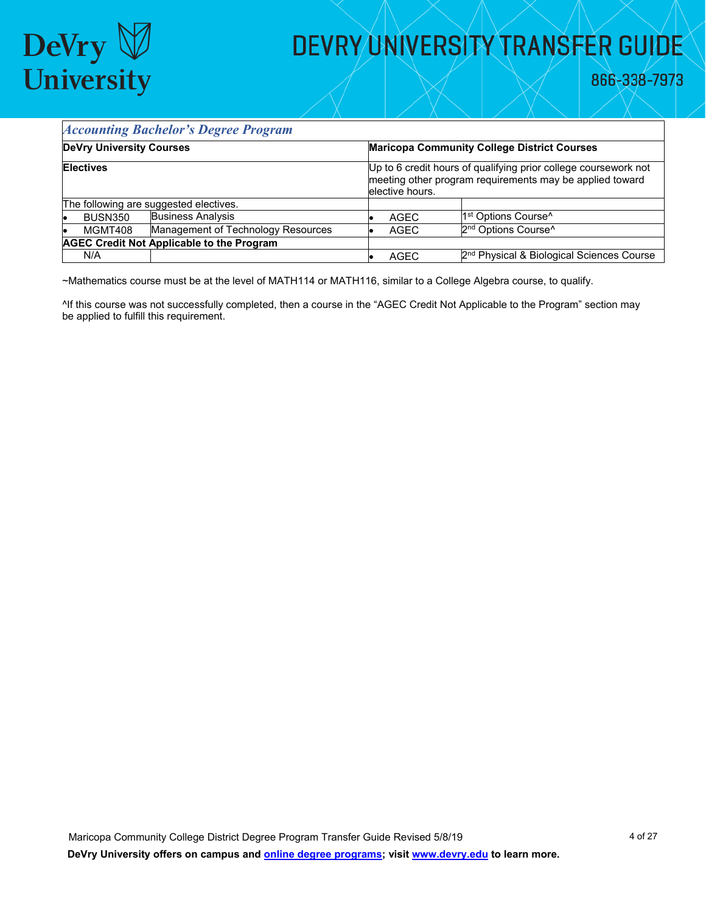| *Accounting Bachelor's Degree Program* | | | |
|---|---|---|---|
| **DeVry University Courses** | | **Maricopa Community College District Courses** | |
| **Electives** | | Up to 6 credit hours of qualifying prior college coursework not meeting other program requirements may be applied toward elective hours. | |
| The following are suggested electives. | | | |
| • BUSN350 | Business Analysis | • AGEC | 1st Options Course^ |
| • MGMT408 | Management of Technology Resources | • AGEC | 2nd Options Course^ |
| **AGEC Credit Not Applicable to the Program** | | | |
| N/A | | • AGEC | 2nd Physical & Biological Sciences Course |

~Mathematics course must be at the level of MATH114 or MATH116, similar to a College Algebra course, to qualify.

^If this course was not successfully completed, then a course in the "AGEC Credit Not Applicable to the Program" section may be applied to fulfill this requirement.

Maricopa Community College District Degree Program Transfer Guide Revised 5/8/19

**DeVry University offers on campus and online degree programs; visit www.devry.edu to learn more.**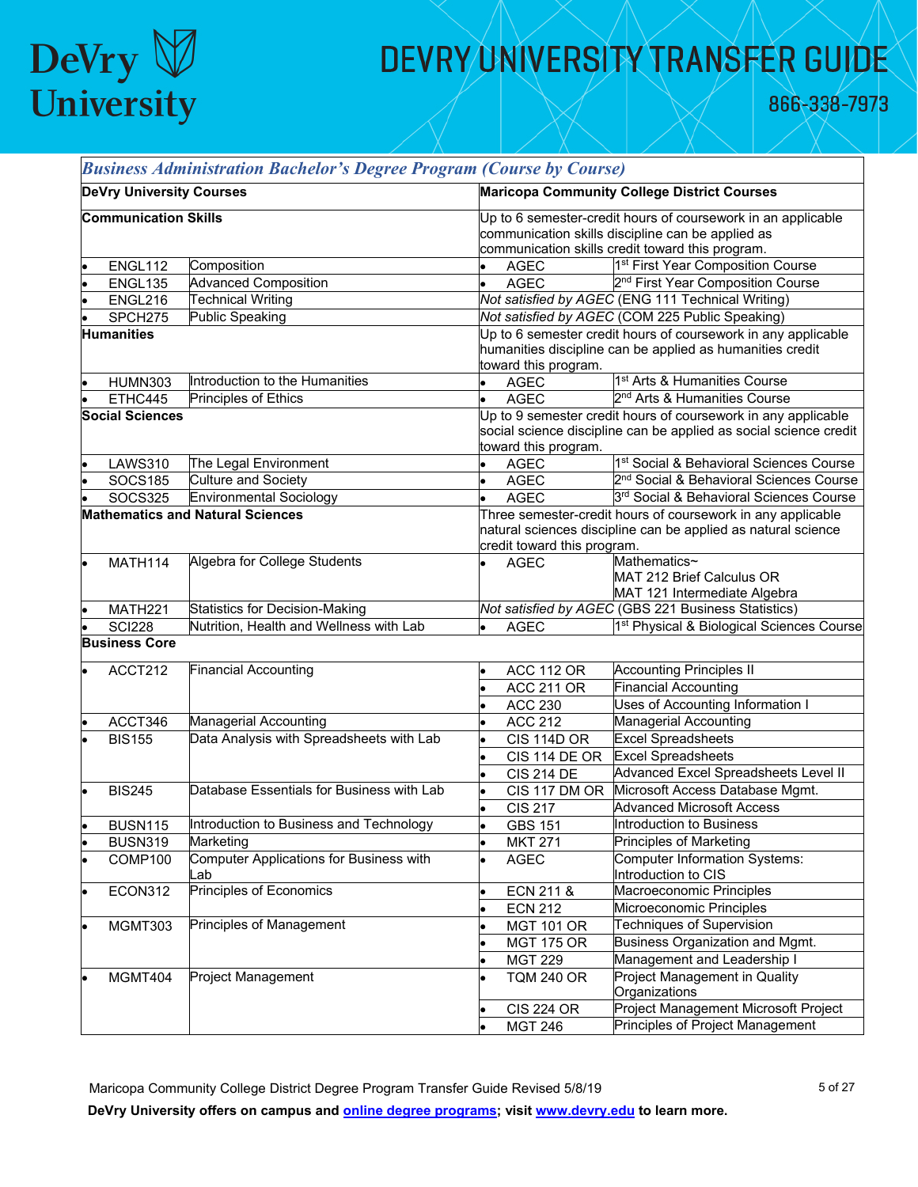# DeVry University Transfer Guide

866-338-7973

## *Business Administration Bachelor's Degree Program (Course by Course)*

| DeVry University Courses | | Maricopa Community College District Courses | |
|---|---|---|---|
| **Communication Skills** | | Up to 6 semester-credit hours of coursework in an applicable communication skills discipline can be applied as communication skills credit toward this program. | |
| • ENGL112 | Composition | • AGEC | 1st First Year Composition Course |
| • ENGL135 | Advanced Composition | • AGEC | 2nd First Year Composition Course |
| • ENGL216 | Technical Writing | *Not satisfied by AGEC* (ENG 111 Technical Writing) | |
| • SPCH275 | Public Speaking | *Not satisfied by AGEC* (COM 225 Public Speaking) | |
| **Humanities** | | Up to 6 semester credit hours of coursework in any applicable humanities discipline can be applied as humanities credit toward this program. | |
| • HUMN303 | Introduction to the Humanities | • AGEC | 1st Arts & Humanities Course |
| • ETHC445 | Principles of Ethics | • AGEC | 2nd Arts & Humanities Course |
| **Social Sciences** | | Up to 9 semester credit hours of coursework in any applicable social science discipline can be applied as social science credit toward this program. | |
| • LAWS310 | The Legal Environment | • AGEC | 1st Social & Behavioral Sciences Course |
| • SOCS185 | Culture and Society | • AGEC | 2nd Social & Behavioral Sciences Course |
| • SOCS325 | Environmental Sociology | • AGEC | 3rd Social & Behavioral Sciences Course |
| **Mathematics and Natural Sciences** | | Three semester-credit hours of coursework in any applicable natural sciences discipline can be applied as natural science credit toward this program. | |
| • MATH114 | Algebra for College Students | • AGEC | Mathematics~<br>MAT 212 Brief Calculus OR<br>MAT 121 Intermediate Algebra |
| • MATH221 | Statistics for Decision-Making | *Not satisfied by AGEC* (GBS 221 Business Statistics) | |
| • SCI228 | Nutrition, Health and Wellness with Lab | • AGEC | 1st Physical & Biological Sciences Course |
| **Business Core** | | | |
| • ACCT212 | Financial Accounting | • ACC 112 OR | Accounting Principles II |
| | | • ACC 211 OR | Financial Accounting |
| | | • ACC 230 | Uses of Accounting Information I |
| • ACCT346 | Managerial Accounting | • ACC 212 | Managerial Accounting |
| • BIS155 | Data Analysis with Spreadsheets with Lab | • CIS 114D OR | Excel Spreadsheets |
| | | • CIS 114 DE OR | Excel Spreadsheets |
| | | • CIS 214 DE | Advanced Excel Spreadsheets Level II |
| • BIS245 | Database Essentials for Business with Lab | • CIS 117 DM OR | Microsoft Access Database Mgmt. |
| | | • CIS 217 | Advanced Microsoft Access |
| • BUSN115 | Introduction to Business and Technology | • GBS 151 | Introduction to Business |
| • BUSN319 | Marketing | • MKT 271 | Principles of Marketing |
| • COMP100 | Computer Applications for Business with Lab | • AGEC | Computer Information Systems: Introduction to CIS |
| • ECON312 | Principles of Economics | • ECN 211 & | Macroeconomic Principles |
| | | • ECN 212 | Microeconomic Principles |
| • MGMT303 | Principles of Management | • MGT 101 OR | Techniques of Supervision |
| | | • MGT 175 OR | Business Organization and Mgmt. |
| | | • MGT 229 | Management and Leadership I |
| • MGMT404 | Project Management | • TQM 240 OR | Project Management in Quality Organizations |
| | | • CIS 224 OR | Project Management Microsoft Project |
| | | • MGT 246 | Principles of Project Management |

Maricopa Community College District Degree Program Transfer Guide Revised 5/8/19

**DeVry University offers on campus and online degree programs; visit www.devry.edu to learn more.**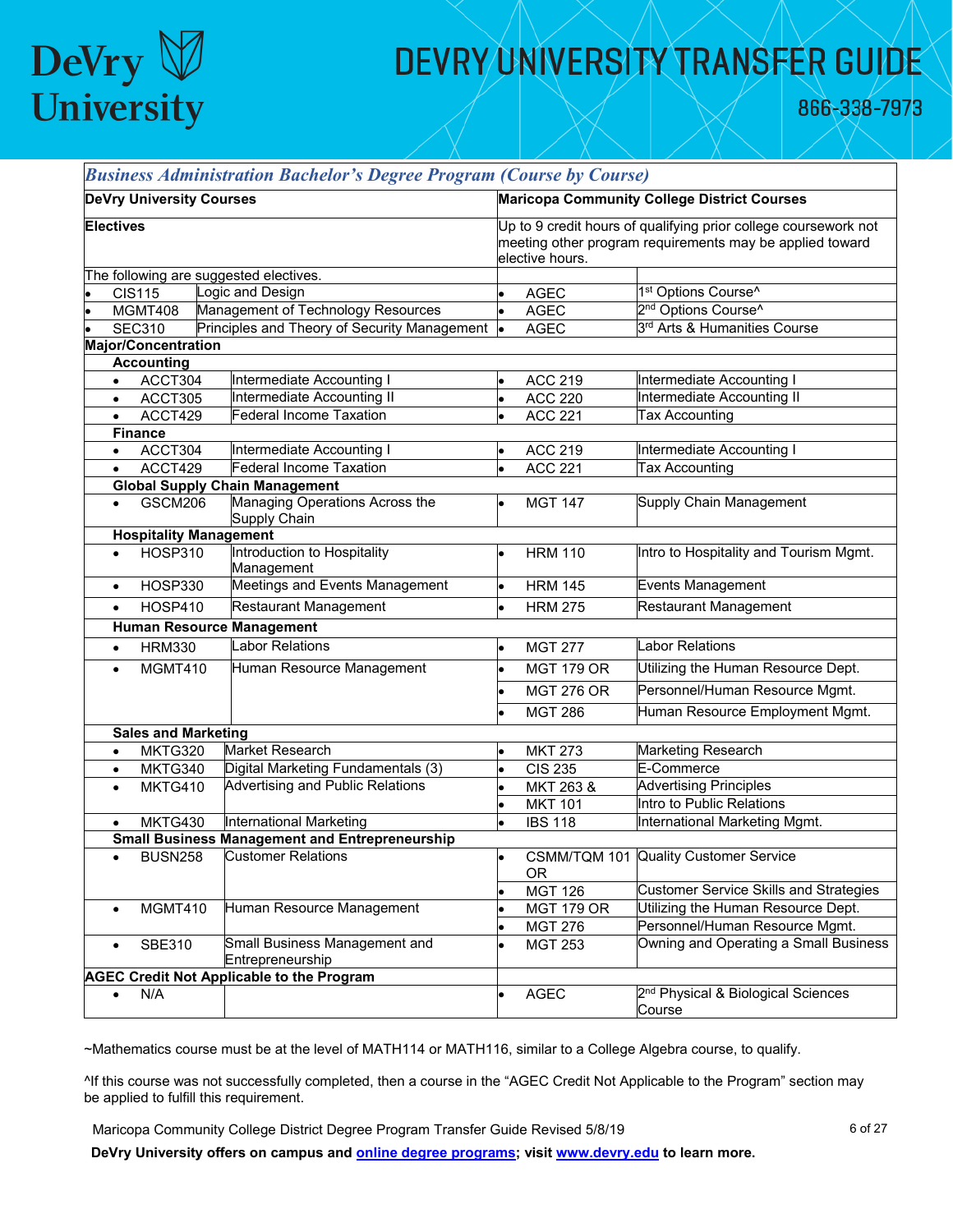# DEVRY UNIVERSITY TRANSFER GUIDE

866-338-7973

| *Business Administration Bachelor's Degree Program (Course by Course)* | | | |
|---|---|---|---|
| **DeVry University Courses** | | **Maricopa Community College District Courses** | |
| **Electives** | | Up to 9 credit hours of qualifying prior college coursework not meeting other program requirements may be applied toward elective hours. | |
| The following are suggested electives. | | | |
| • CIS115 | Logic and Design | • AGEC | 1st Options Course^ |
| • MGMT408 | Management of Technology Resources | • AGEC | 2nd Options Course^ |
| • SEC310 | Principles and Theory of Security Management | • AGEC | 3rd Arts & Humanities Course |
| **Major/Concentration** | | | |
| **Accounting** | | | |
| • ACCT304 | Intermediate Accounting I | • ACC 219 | Intermediate Accounting I |
| • ACCT305 | Intermediate Accounting II | • ACC 220 | Intermediate Accounting II |
| • ACCT429 | Federal Income Taxation | • ACC 221 | Tax Accounting |
| **Finance** | | | |
| • ACCT304 | Intermediate Accounting I | • ACC 219 | Intermediate Accounting I |
| • ACCT429 | Federal Income Taxation | • ACC 221 | Tax Accounting |
| **Global Supply Chain Management** | | | |
| • GSCM206 | Managing Operations Across the Supply Chain | • MGT 147 | Supply Chain Management |
| **Hospitality Management** | | | |
| • HOSP310 | Introduction to Hospitality Management | • HRM 110 | Intro to Hospitality and Tourism Mgmt. |
| • HOSP330 | Meetings and Events Management | • HRM 145 | Events Management |
| • HOSP410 | Restaurant Management | • HRM 275 | Restaurant Management |
| **Human Resource Management** | | | |
| • HRM330 | Labor Relations | • MGT 277 | Labor Relations |
| • MGMT410 | Human Resource Management | • MGT 179 OR | Utilizing the Human Resource Dept. |
| | | • MGT 276 OR | Personnel/Human Resource Mgmt. |
| | | • MGT 286 | Human Resource Employment Mgmt. |
| **Sales and Marketing** | | | |
| • MKTG320 | Market Research | • MKT 273 | Marketing Research |
| • MKTG340 | Digital Marketing Fundamentals (3) | • CIS 235 | E-Commerce |
| • MKTG410 | Advertising and Public Relations | • MKT 263 & | Advertising Principles |
| | | • MKT 101 | Intro to Public Relations |
| • MKTG430 | International Marketing | • IBS 118 | International Marketing Mgmt. |
| **Small Business Management and Entrepreneurship** | | | |
| • BUSN258 | Customer Relations | • CSMM/TQM 101 OR | Quality Customer Service |
| | | • MGT 126 | Customer Service Skills and Strategies |
| • MGMT410 | Human Resource Management | • MGT 179 OR | Utilizing the Human Resource Dept. |
| | | • MGT 276 | Personnel/Human Resource Mgmt. |
| • SBE310 | Small Business Management and Entrepreneurship | • MGT 253 | Owning and Operating a Small Business |
| **AGEC Credit Not Applicable to the Program** | | | |
| • N/A | | • AGEC | 2nd Physical & Biological Sciences Course |

~Mathematics course must be at the level of MATH114 or MATH116, similar to a College Algebra course, to qualify.

^If this course was not successfully completed, then a course in the "AGEC Credit Not Applicable to the Program" section may be applied to fulfill this requirement.

Maricopa Community College District Degree Program Transfer Guide Revised 5/8/19

**DeVry University offers on campus and online degree programs; visit www.devry.edu to learn more.**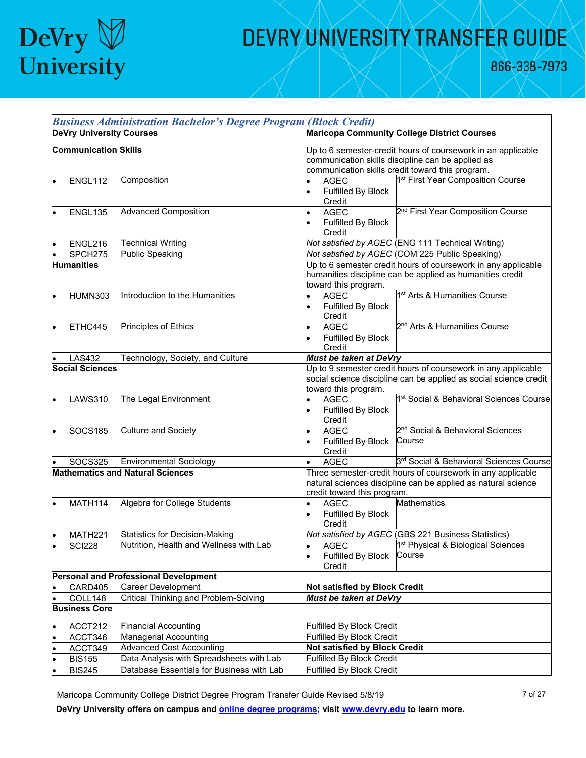## *Business Administration Bachelor's Degree Program (Block Credit)*

| DeVry University Courses | | Maricopa Community College District Courses | |
|---|---|---|---|
| **Communication Skills** | | Up to 6 semester-credit hours of coursework in an applicable communication skills discipline can be applied as communication skills credit toward this program. | |
| • ENGL112 | Composition | • AGEC<br>• Fulfilled By Block Credit | 1st First Year Composition Course |
| • ENGL135 | Advanced Composition | • AGEC<br>• Fulfilled By Block Credit | 2nd First Year Composition Course |
| • ENGL216 | Technical Writing | *Not satisfied by AGEC* (ENG 111 Technical Writing) | |
| • SPCH275 | Public Speaking | *Not satisfied by AGEC* (COM 225 Public Speaking) | |
| **Humanities** | | Up to 6 semester credit hours of coursework in any applicable humanities discipline can be applied as humanities credit toward this program. | |
| • HUMN303 | Introduction to the Humanities | • AGEC<br>• Fulfilled By Block Credit | 1st Arts & Humanities Course |
| • ETHC445 | Principles of Ethics | • AGEC<br>• Fulfilled By Block Credit | 2nd Arts & Humanities Course |
| • LAS432 | Technology, Society, and Culture | ***Must be taken at DeVry*** | |
| **Social Sciences** | | Up to 9 semester credit hours of coursework in any applicable social science discipline can be applied as social science credit toward this program. | |
| • LAWS310 | The Legal Environment | • AGEC<br>• Fulfilled By Block Credit | 1st Social & Behavioral Sciences Course |
| • SOCS185 | Culture and Society | • AGEC<br>• Fulfilled By Block Credit | 2nd Social & Behavioral Sciences Course |
| • SOCS325 | Environmental Sociology | • AGEC | 3rd Social & Behavioral Sciences Course |
| **Mathematics and Natural Sciences** | | Three semester-credit hours of coursework in any applicable natural sciences discipline can be applied as natural science credit toward this program. | |
| • MATH114 | Algebra for College Students | • AGEC<br>• Fulfilled By Block Credit | Mathematics |
| • MATH221 | Statistics for Decision-Making | *Not satisfied by AGEC* (GBS 221 Business Statistics) | |
| • SCI228 | Nutrition, Health and Wellness with Lab | • AGEC<br>• Fulfilled By Block Credit | 1st Physical & Biological Sciences Course |
| **Personal and Professional Development** | | | |
| • CARD405 | Career Development | **Not satisfied by Block Credit** | |
| • COLL148 | Critical Thinking and Problem-Solving | ***Must be taken at DeVry*** | |
| **Business Core** | | | |
| • ACCT212 | Financial Accounting | Fulfilled By Block Credit | |
| • ACCT346 | Managerial Accounting | Fulfilled By Block Credit | |
| • ACCT349 | Advanced Cost Accounting | **Not satisfied by Block Credit** | |
| • BIS155 | Data Analysis with Spreadsheets with Lab | Fulfilled By Block Credit | |
| • BIS245 | Database Essentials for Business with Lab | Fulfilled By Block Credit | |

Maricopa Community College District Degree Program Transfer Guide Revised 5/8/19

**DeVry University offers on campus and online degree programs; visit www.devry.edu to learn more.**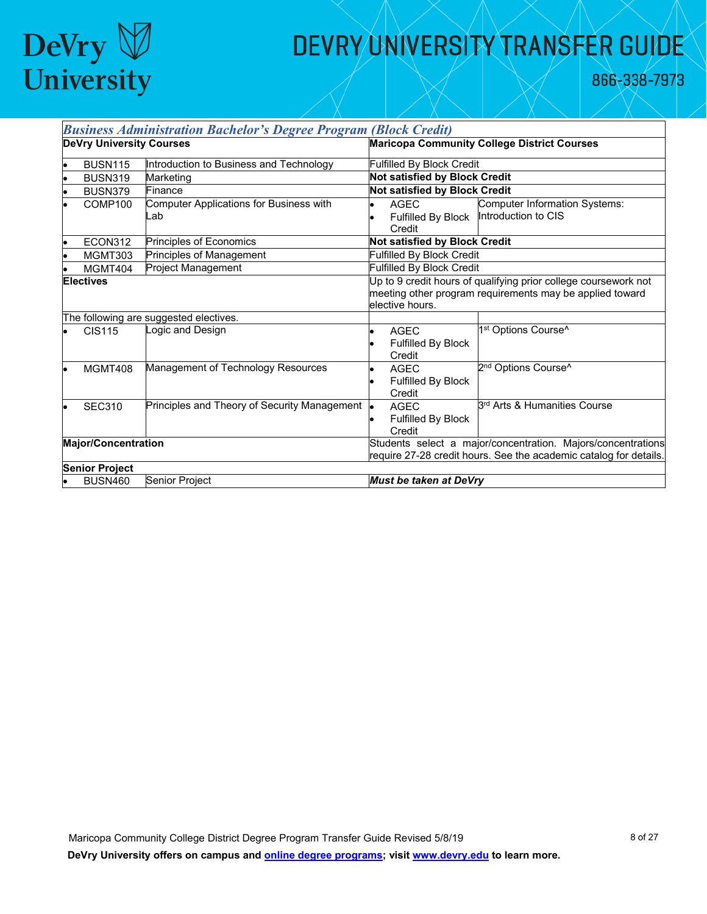| *Business Administration Bachelor's Degree Program (Block Credit)* | | | |
|---|---|---|---|
| **DeVry University Courses** | | **Maricopa Community College District Courses** | |
| • BUSN115 | Introduction to Business and Technology | Fulfilled By Block Credit | |
| • BUSN319 | Marketing | **Not satisfied by Block Credit** | |
| • BUSN379 | Finance | **Not satisfied by Block Credit** | |
| • COMP100 | Computer Applications for Business with Lab | • AGEC<br>• Fulfilled By Block Credit | Computer Information Systems: Introduction to CIS |
| • ECON312 | Principles of Economics | **Not satisfied by Block Credit** | |
| • MGMT303 | Principles of Management | Fulfilled By Block Credit | |
| • MGMT404 | Project Management | Fulfilled By Block Credit | |
| **Electives** | | Up to 9 credit hours of qualifying prior college coursework not meeting other program requirements may be applied toward elective hours. | |
| The following are suggested electives. | | | |
| • CIS115 | Logic and Design | • AGEC<br>• Fulfilled By Block Credit | 1st Options Course^ |
| • MGMT408 | Management of Technology Resources | • AGEC<br>• Fulfilled By Block Credit | 2nd Options Course^ |
| • SEC310 | Principles and Theory of Security Management | • AGEC<br>• Fulfilled By Block Credit | 3rd Arts & Humanities Course |
| **Major/Concentration** | | Students select a major/concentration. Majors/concentrations require 27-28 credit hours. See the academic catalog for details. | |
| **Senior Project** | | | |
| • BUSN460 | Senior Project | ***Must be taken at DeVry*** | |

Maricopa Community College District Degree Program Transfer Guide Revised 5/8/19

**DeVry University offers on campus and [online degree programs](); visit [www.devry.edu](www.devry.edu) to learn more.**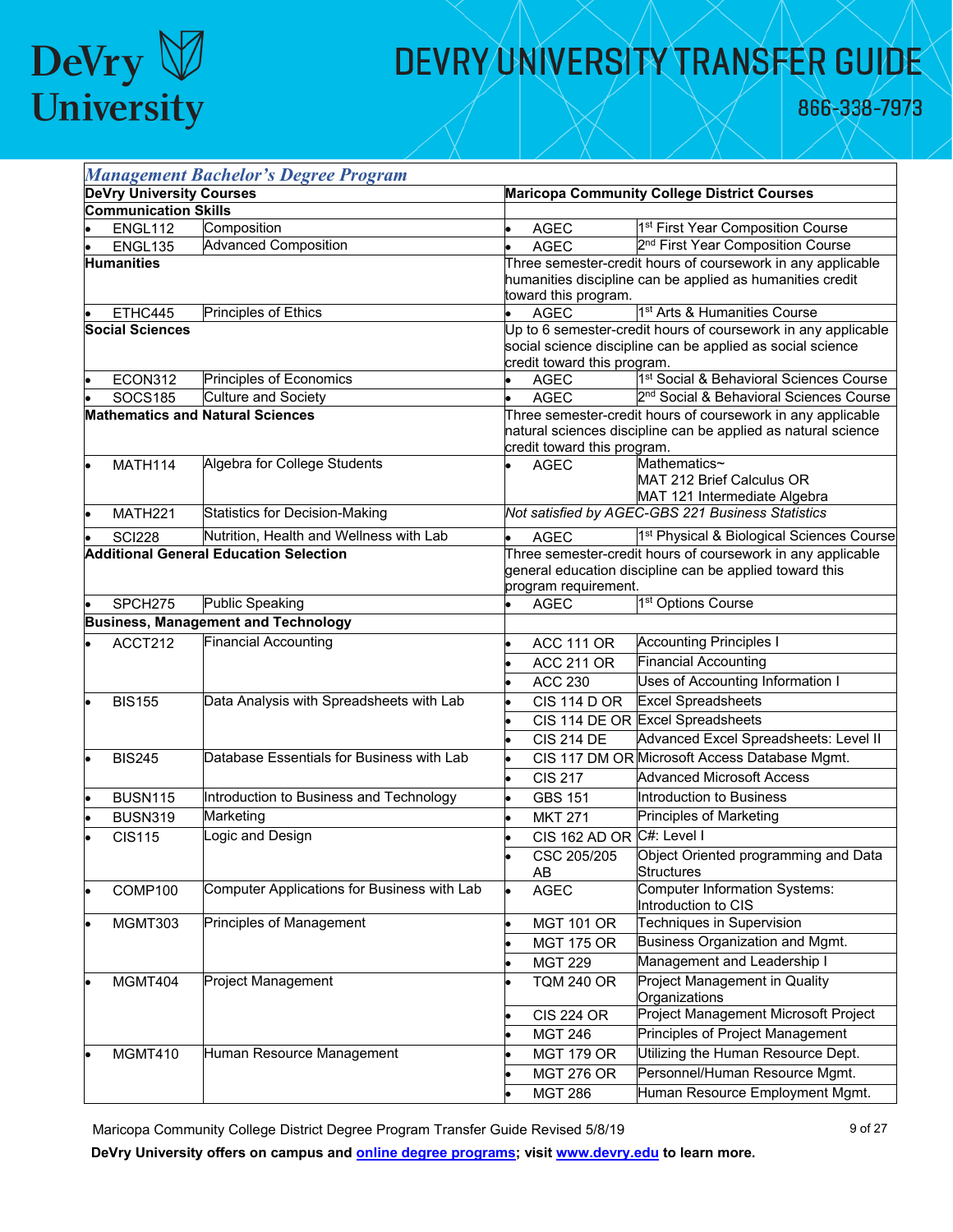# DeVry University Transfer Guide

866-338-7973

| *Management Bachelor's Degree Program* | | | |
|---|---|---|---|
| **DeVry University Courses** | | **Maricopa Community College District Courses** | |
| **Communication Skills** | | | |
| • ENGL112 | Composition | • AGEC | 1st First Year Composition Course |
| • ENGL135 | Advanced Composition | • AGEC | 2nd First Year Composition Course |
| **Humanities** | | Three semester-credit hours of coursework in any applicable humanities discipline can be applied as humanities credit toward this program. | |
| • ETHC445 | Principles of Ethics | • AGEC | 1st Arts & Humanities Course |
| **Social Sciences** | | Up to 6 semester-credit hours of coursework in any applicable social science discipline can be applied as social science credit toward this program. | |
| • ECON312 | Principles of Economics | • AGEC | 1st Social & Behavioral Sciences Course |
| • SOCS185 | Culture and Society | • AGEC | 2nd Social & Behavioral Sciences Course |
| **Mathematics and Natural Sciences** | | Three semester-credit hours of coursework in any applicable natural sciences discipline can be applied as natural science credit toward this program. | |
| • MATH114 | Algebra for College Students | • AGEC | Mathematics~ MAT 212 Brief Calculus OR MAT 121 Intermediate Algebra |
| • MATH221 | Statistics for Decision-Making | *Not satisfied by AGEC-GBS 221 Business Statistics* | |
| • SCI228 | Nutrition, Health and Wellness with Lab | • AGEC | 1st Physical & Biological Sciences Course |
| **Additional General Education Selection** | | Three semester-credit hours of coursework in any applicable general education discipline can be applied toward this program requirement. | |
| • SPCH275 | Public Speaking | • AGEC | 1st Options Course |
| **Business, Management and Technology** | | | |
| • ACCT212 | Financial Accounting | • ACC 111 OR | Accounting Principles I |
| | | • ACC 211 OR | Financial Accounting |
| | | • ACC 230 | Uses of Accounting Information I |
| • BIS155 | Data Analysis with Spreadsheets with Lab | • CIS 114 D OR | Excel Spreadsheets |
| | | • CIS 114 DE OR | Excel Spreadsheets |
| | | • CIS 214 DE | Advanced Excel Spreadsheets: Level II |
| • BIS245 | Database Essentials for Business with Lab | • CIS 117 DM OR | Microsoft Access Database Mgmt. |
| | | • CIS 217 | Advanced Microsoft Access |
| • BUSN115 | Introduction to Business and Technology | • GBS 151 | Introduction to Business |
| • BUSN319 | Marketing | • MKT 271 | Principles of Marketing |
| • CIS115 | Logic and Design | • CIS 162 AD OR | C#: Level I |
| | | • CSC 205/205 AB | Object Oriented programming and Data Structures |
| • COMP100 | Computer Applications for Business with Lab | • AGEC | Computer Information Systems: Introduction to CIS |
| • MGMT303 | Principles of Management | • MGT 101 OR | Techniques in Supervision |
| | | • MGT 175 OR | Business Organization and Mgmt. |
| | | • MGT 229 | Management and Leadership I |
| • MGMT404 | Project Management | • TQM 240 OR | Project Management in Quality Organizations |
| | | • CIS 224 OR | Project Management Microsoft Project |
| | | • MGT 246 | Principles of Project Management |
| • MGMT410 | Human Resource Management | • MGT 179 OR | Utilizing the Human Resource Dept. |
| | | • MGT 276 OR | Personnel/Human Resource Mgmt. |
| | | • MGT 286 | Human Resource Employment Mgmt. |

Maricopa Community College District Degree Program Transfer Guide Revised 5/8/19

**DeVry University offers on campus and [online degree programs](); visit [www.devry.edu]() to learn more.**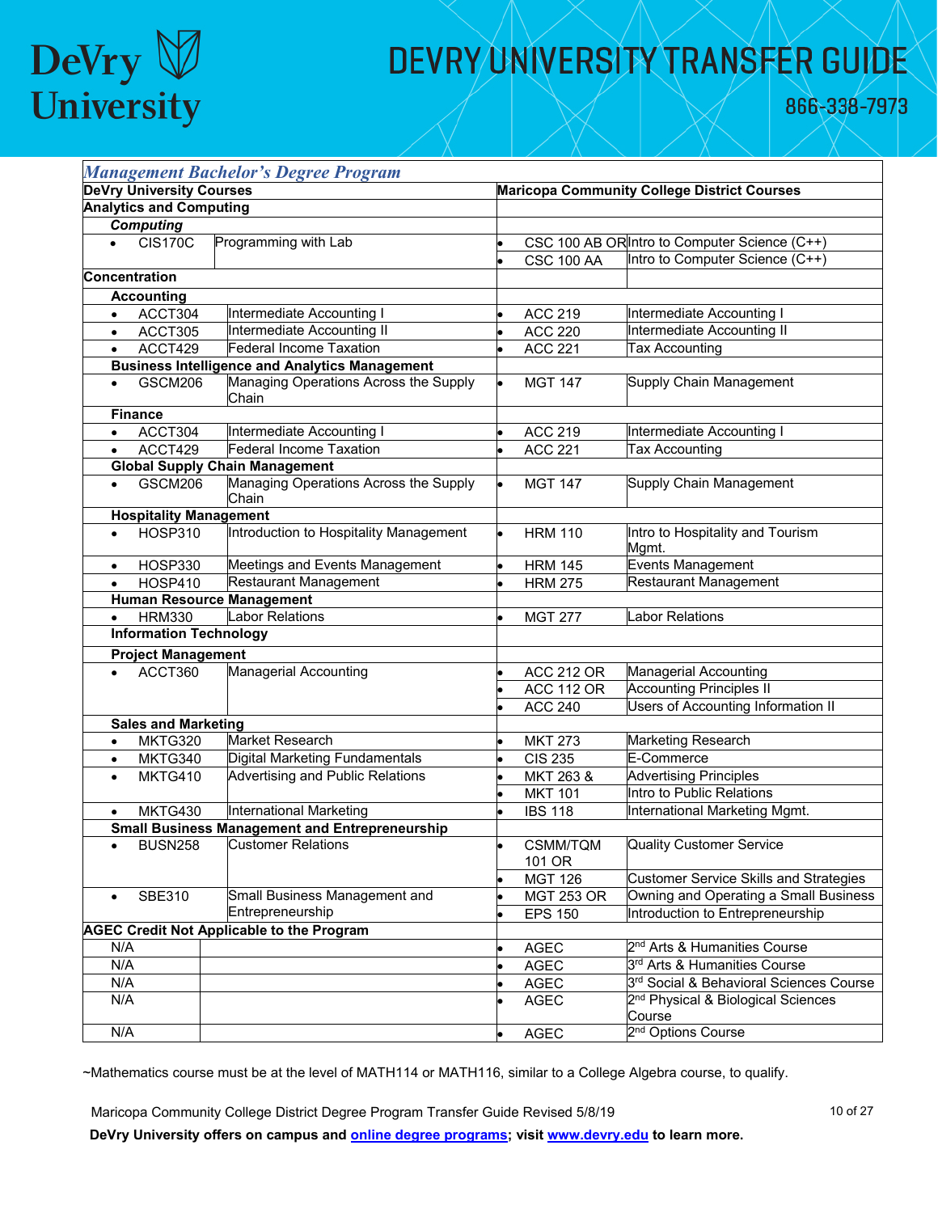# DEVRY UNIVERSITY TRANSFER GUIDE

866-338-7973

*Management Bachelor's Degree Program*

| DeVry University Courses | | Maricopa Community College District Courses | |
|---|---|---|---|
| **Analytics and Computing** | | | |
| ***Computing*** | | | |
| • CIS170C | Programming with Lab | • CSC 100 AB OR | Intro to Computer Science (C++) |
| | | • CSC 100 AA | Intro to Computer Science (C++) |
| **Concentration** | | | |
| **Accounting** | | | |
| • ACCT304 | Intermediate Accounting I | • ACC 219 | Intermediate Accounting I |
| • ACCT305 | Intermediate Accounting II | • ACC 220 | Intermediate Accounting II |
| • ACCT429 | Federal Income Taxation | • ACC 221 | Tax Accounting |
| **Business Intelligence and Analytics Management** | | | |
| • GSCM206 | Managing Operations Across the Supply Chain | • MGT 147 | Supply Chain Management |
| **Finance** | | | |
| • ACCT304 | Intermediate Accounting I | • ACC 219 | Intermediate Accounting I |
| • ACCT429 | Federal Income Taxation | • ACC 221 | Tax Accounting |
| **Global Supply Chain Management** | | | |
| • GSCM206 | Managing Operations Across the Supply Chain | • MGT 147 | Supply Chain Management |
| **Hospitality Management** | | | |
| • HOSP310 | Introduction to Hospitality Management | • HRM 110 | Intro to Hospitality and Tourism Mgmt. |
| • HOSP330 | Meetings and Events Management | • HRM 145 | Events Management |
| • HOSP410 | Restaurant Management | • HRM 275 | Restaurant Management |
| **Human Resource Management** | | | |
| • HRM330 | Labor Relations | • MGT 277 | Labor Relations |
| **Information Technology** | | | |
| **Project Management** | | | |
| • ACCT360 | Managerial Accounting | • ACC 212 OR | Managerial Accounting |
| | | • ACC 112 OR | Accounting Principles II |
| | | • ACC 240 | Users of Accounting Information II |
| **Sales and Marketing** | | | |
| • MKTG320 | Market Research | • MKT 273 | Marketing Research |
| • MKTG340 | Digital Marketing Fundamentals | • CIS 235 | E-Commerce |
| • MKTG410 | Advertising and Public Relations | • MKT 263 & | Advertising Principles |
| | | • MKT 101 | Intro to Public Relations |
| • MKTG430 | International Marketing | • IBS 118 | International Marketing Mgmt. |
| **Small Business Management and Entrepreneurship** | | | |
| • BUSN258 | Customer Relations | • CSMM/TQM 101 OR | Quality Customer Service |
| | | • MGT 126 | Customer Service Skills and Strategies |
| • SBE310 | Small Business Management and Entrepreneurship | • MGT 253 OR | Owning and Operating a Small Business |
| | | • EPS 150 | Introduction to Entrepreneurship |
| **AGEC Credit Not Applicable to the Program** | | | |
| N/A | | • AGEC | 2nd Arts & Humanities Course |
| N/A | | • AGEC | 3rd Arts & Humanities Course |
| N/A | | • AGEC | 3rd Social & Behavioral Sciences Course |
| N/A | | • AGEC | 2nd Physical & Biological Sciences Course |
| N/A | | • AGEC | 2nd Options Course |

~Mathematics course must be at the level of MATH114 or MATH116, similar to a College Algebra course, to qualify.

Maricopa Community College District Degree Program Transfer Guide Revised 5/8/19

**DeVry University offers on campus and online degree programs; visit www.devry.edu to learn more.**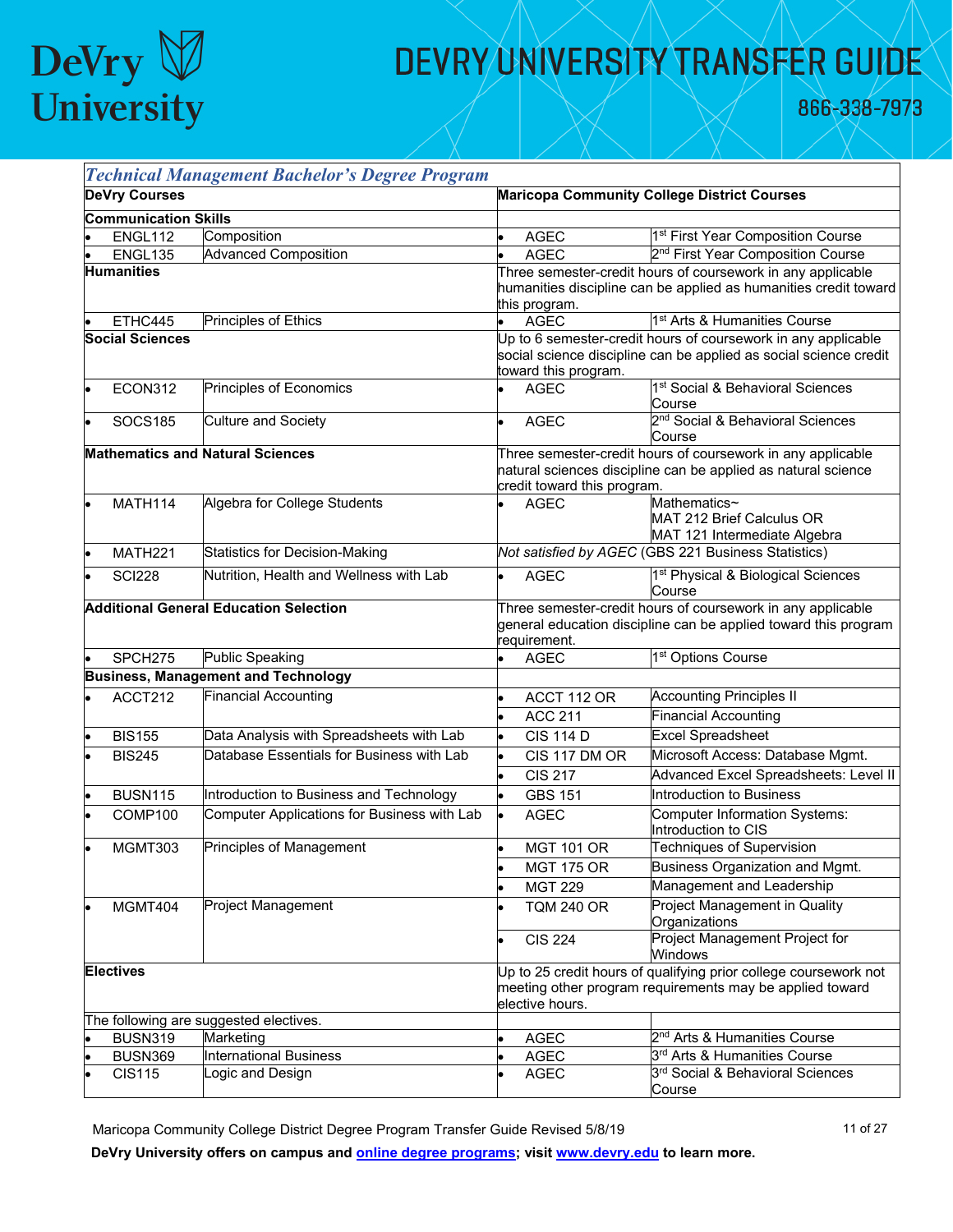# DEVRY UNIVERSITY TRANSFER GUIDE

866-338-7973

| *Technical Management Bachelor's Degree Program* | | | |
|---|---|---|---|
| **DeVry Courses** | | **Maricopa Community College District Courses** | |
| **Communication Skills** | | | |
| • ENGL112 | Composition | • AGEC | 1st First Year Composition Course |
| • ENGL135 | Advanced Composition | • AGEC | 2nd First Year Composition Course |
| **Humanities** | | Three semester-credit hours of coursework in any applicable humanities discipline can be applied as humanities credit toward this program. | |
| • ETHC445 | Principles of Ethics | • AGEC | 1st Arts & Humanities Course |
| **Social Sciences** | | Up to 6 semester-credit hours of coursework in any applicable social science discipline can be applied as social science credit toward this program. | |
| • ECON312 | Principles of Economics | • AGEC | 1st Social & Behavioral Sciences Course |
| • SOCS185 | Culture and Society | • AGEC | 2nd Social & Behavioral Sciences Course |
| **Mathematics and Natural Sciences** | | Three semester-credit hours of coursework in any applicable natural sciences discipline can be applied as natural science credit toward this program. | |
| • MATH114 | Algebra for College Students | • AGEC | Mathematics~ MAT 212 Brief Calculus OR MAT 121 Intermediate Algebra |
| • MATH221 | Statistics for Decision-Making | *Not satisfied by AGEC* (GBS 221 Business Statistics) | |
| • SCI228 | Nutrition, Health and Wellness with Lab | • AGEC | 1st Physical & Biological Sciences Course |
| **Additional General Education Selection** | | Three semester-credit hours of coursework in any applicable general education discipline can be applied toward this program requirement. | |
| • SPCH275 | Public Speaking | • AGEC | 1st Options Course |
| **Business, Management and Technology** | | | |
| • ACCT212 | Financial Accounting | • ACCT 112 OR | Accounting Principles II |
| | | • ACC 211 | Financial Accounting |
| • BIS155 | Data Analysis with Spreadsheets with Lab | • CIS 114 D | Excel Spreadsheet |
| • BIS245 | Database Essentials for Business with Lab | • CIS 117 DM OR | Microsoft Access: Database Mgmt. |
| | | • CIS 217 | Advanced Excel Spreadsheets: Level II |
| • BUSN115 | Introduction to Business and Technology | • GBS 151 | Introduction to Business |
| • COMP100 | Computer Applications for Business with Lab | • AGEC | Computer Information Systems: Introduction to CIS |
| • MGMT303 | Principles of Management | • MGT 101 OR | Techniques of Supervision |
| | | • MGT 175 OR | Business Organization and Mgmt. |
| | | • MGT 229 | Management and Leadership |
| • MGMT404 | Project Management | • TQM 240 OR | Project Management in Quality Organizations |
| | | • CIS 224 | Project Management Project for Windows |
| **Electives** | | Up to 25 credit hours of qualifying prior college coursework not meeting other program requirements may be applied toward elective hours. | |
| The following are suggested electives. | | | |
| • BUSN319 | Marketing | • AGEC | 2nd Arts & Humanities Course |
| • BUSN369 | International Business | • AGEC | 3rd Arts & Humanities Course |
| • CIS115 | Logic and Design | • AGEC | 3rd Social & Behavioral Sciences Course |

Maricopa Community College District Degree Program Transfer Guide Revised 5/8/19

**DeVry University offers on campus and [online degree programs](); visit [www.devry.edu]() to learn more.**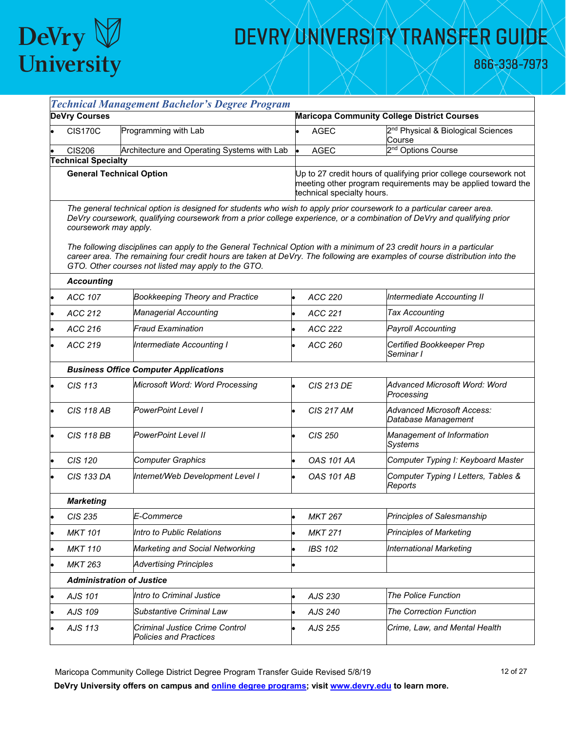# DEVRY UNIVERSITY TRANSFER GUIDE

866-338-7973

## *Technical Management Bachelor's Degree Program*

| DeVry Courses | | Maricopa Community College District Courses | |
|---|---|---|---|
| • CIS170C | Programming with Lab | • AGEC | 2nd Physical & Biological Sciences Course |
| • CIS206 | Architecture and Operating Systems with Lab | • AGEC | 2nd Options Course |
| **Technical Specialty** | | | |
| **General Technical Option** | | Up to 27 credit hours of qualifying prior college coursework not meeting other program requirements may be applied toward the technical specialty hours. | |

*The general technical option is designed for students who wish to apply prior coursework to a particular career area. DeVry coursework, qualifying coursework from a prior college experience, or a combination of DeVry and qualifying prior coursework may apply.*

*The following disciplines can apply to the General Technical Option with a minimum of 23 credit hours in a particular career area. The remaining four credit hours are taken at DeVry. The following are examples of course distribution into the GTO. Other courses not listed may apply to the GTO.*

| | | | |
|---|---|---|---|
| ***Accounting*** | | | |
| • *ACC 107* | *Bookkeeping Theory and Practice* | • *ACC 220* | *Intermediate Accounting II* |
| • *ACC 212* | *Managerial Accounting* | • *ACC 221* | *Tax Accounting* |
| • *ACC 216* | *Fraud Examination* | • *ACC 222* | *Payroll Accounting* |
| • *ACC 219* | *Intermediate Accounting I* | • *ACC 260* | *Certified Bookkeeper Prep Seminar I* |
| ***Business Office Computer Applications*** | | | |
| • *CIS 113* | *Microsoft Word: Word Processing* | • *CIS 213 DE* | *Advanced Microsoft Word: Word Processing* |
| • *CIS 118 AB* | *PowerPoint Level I* | • *CIS 217 AM* | *Advanced Microsoft Access: Database Management* |
| • *CIS 118 BB* | *PowerPoint Level II* | • *CIS 250* | *Management of Information Systems* |
| • *CIS 120* | *Computer Graphics* | • *OAS 101 AA* | *Computer Typing I: Keyboard Master* |
| • *CIS 133 DA* | *Internet/Web Development Level I* | • *OAS 101 AB* | *Computer Typing I Letters, Tables & Reports* |
| ***Marketing*** | | | |
| • *CIS 235* | *E-Commerce* | • *MKT 267* | *Principles of Salesmanship* |
| • *MKT 101* | *Intro to Public Relations* | • *MKT 271* | *Principles of Marketing* |
| • *MKT 110* | *Marketing and Social Networking* | • *IBS 102* | *International Marketing* |
| • *MKT 263* | *Advertising Principles* | • | |
| ***Administration of Justice*** | | | |
| • *AJS 101* | *Intro to Criminal Justice* | • *AJS 230* | *The Police Function* |
| • *AJS 109* | *Substantive Criminal Law* | • *AJS 240* | *The Correction Function* |
| • *AJS 113* | *Criminal Justice Crime Control Policies and Practices* | • *AJS 255* | *Crime, Law, and Mental Health* |

Maricopa Community College District Degree Program Transfer Guide Revised 5/8/19

**DeVry University offers on campus and [online degree programs](); visit [www.devry.edu]() to learn more.**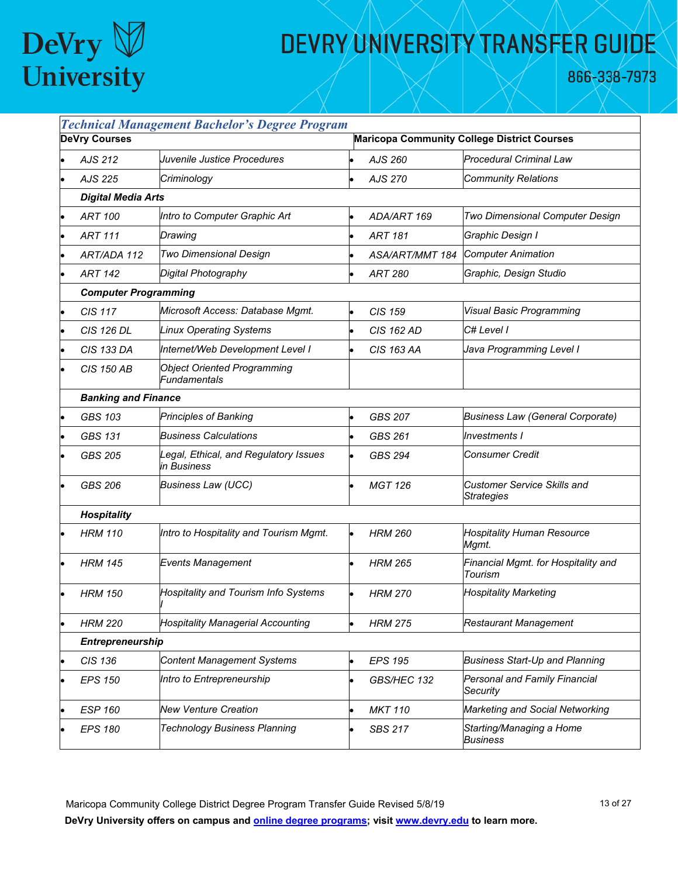# DEVRY UNIVERSITY TRANSFER GUIDE

866-338-7973

## *Technical Management Bachelor's Degree Program*

| DeVry Courses | | Maricopa Community College District Courses | |
|---|---|---|---|
| • *AJS 212* | *Juvenile Justice Procedures* | • *AJS 260* | *Procedural Criminal Law* |
| • *AJS 225* | *Criminology* | • *AJS 270* | *Community Relations* |
| ***Digital Media Arts*** | | | |
| • *ART 100* | *Intro to Computer Graphic Art* | • *ADA/ART 169* | *Two Dimensional Computer Design* |
| • *ART 111* | *Drawing* | • *ART 181* | *Graphic Design I* |
| • *ART/ADA 112* | *Two Dimensional Design* | • *ASA/ART/MMT 184* | *Computer Animation* |
| • *ART 142* | *Digital Photography* | • *ART 280* | *Graphic, Design Studio* |
| ***Computer Programming*** | | | |
| • *CIS 117* | *Microsoft Access: Database Mgmt.* | • *CIS 159* | *Visual Basic Programming* |
| • *CIS 126 DL* | *Linux Operating Systems* | • *CIS 162 AD* | *C# Level I* |
| • *CIS 133 DA* | *Internet/Web Development Level I* | • *CIS 163 AA* | *Java Programming Level I* |
| • *CIS 150 AB* | *Object Oriented Programming Fundamentals* | | |
| ***Banking and Finance*** | | | |
| • *GBS 103* | *Principles of Banking* | • *GBS 207* | *Business Law (General Corporate)* |
| • *GBS 131* | *Business Calculations* | • *GBS 261* | *Investments I* |
| • *GBS 205* | *Legal, Ethical, and Regulatory Issues in Business* | • *GBS 294* | *Consumer Credit* |
| • *GBS 206* | *Business Law (UCC)* | • *MGT 126* | *Customer Service Skills and Strategies* |
| ***Hospitality*** | | | |
| • *HRM 110* | *Intro to Hospitality and Tourism Mgmt.* | • *HRM 260* | *Hospitality Human Resource Mgmt.* |
| • *HRM 145* | *Events Management* | • *HRM 265* | *Financial Mgmt. for Hospitality and Tourism* |
| • *HRM 150* | *Hospitality and Tourism Info Systems I* | • *HRM 270* | *Hospitality Marketing* |
| • *HRM 220* | *Hospitality Managerial Accounting* | • *HRM 275* | *Restaurant Management* |
| ***Entrepreneurship*** | | | |
| • *CIS 136* | *Content Management Systems* | • *EPS 195* | *Business Start-Up and Planning* |
| • *EPS 150* | *Intro to Entrepreneurship* | • *GBS/HEC 132* | *Personal and Family Financial Security* |
| • *ESP 160* | *New Venture Creation* | • *MKT 110* | *Marketing and Social Networking* |
| • *EPS 180* | *Technology Business Planning* | • *SBS 217* | *Starting/Managing a Home Business* |

Maricopa Community College District Degree Program Transfer Guide Revised 5/8/19

**DeVry University offers on campus and online degree programs; visit www.devry.edu to learn more.**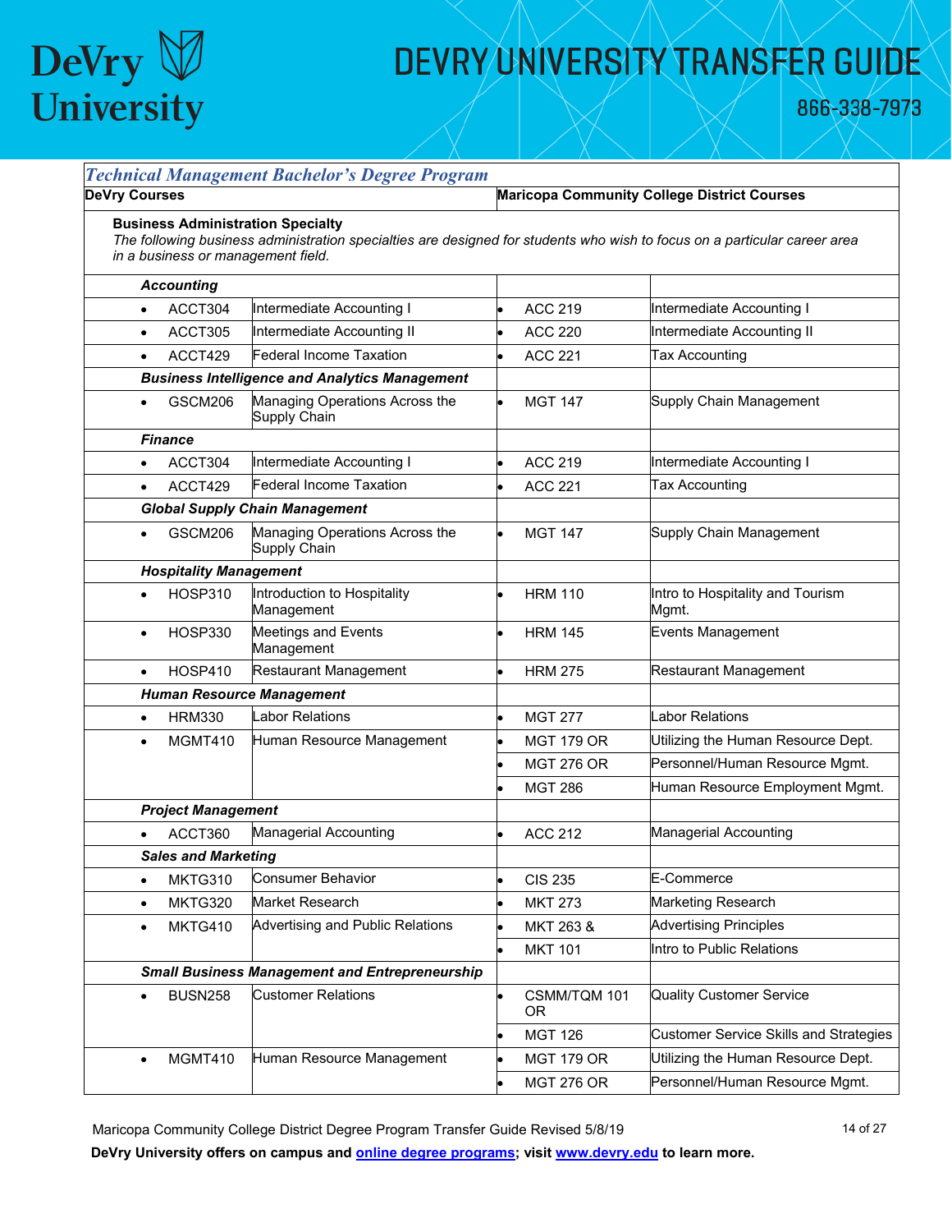## Technical Management Bachelor's Degree Program

| DeVry Courses | | Maricopa Community College District Courses | |
|---|---|---|---|
| **Business Administration Specialty** *The following business administration specialties are designed for students who wish to focus on a particular career area in a business or management field.* | | | |
| ***Accounting*** | | | |
| ACCT304 | Intermediate Accounting I | ACC 219 | Intermediate Accounting I |
| ACCT305 | Intermediate Accounting II | ACC 220 | Intermediate Accounting II |
| ACCT429 | Federal Income Taxation | ACC 221 | Tax Accounting |
| ***Business Intelligence and Analytics Management*** | | | |
| GSCM206 | Managing Operations Across the Supply Chain | MGT 147 | Supply Chain Management |
| ***Finance*** | | | |
| ACCT304 | Intermediate Accounting I | ACC 219 | Intermediate Accounting I |
| ACCT429 | Federal Income Taxation | ACC 221 | Tax Accounting |
| ***Global Supply Chain Management*** | | | |
| GSCM206 | Managing Operations Across the Supply Chain | MGT 147 | Supply Chain Management |
| ***Hospitality Management*** | | | |
| HOSP310 | Introduction to Hospitality Management | HRM 110 | Intro to Hospitality and Tourism Mgmt. |
| HOSP330 | Meetings and Events Management | HRM 145 | Events Management |
| HOSP410 | Restaurant Management | HRM 275 | Restaurant Management |
| ***Human Resource Management*** | | | |
| HRM330 | Labor Relations | MGT 277 | Labor Relations |
| MGMT410 | Human Resource Management | MGT 179 OR | Utilizing the Human Resource Dept. |
| | | MGT 276 OR | Personnel/Human Resource Mgmt. |
| | | MGT 286 | Human Resource Employment Mgmt. |
| ***Project Management*** | | | |
| ACCT360 | Managerial Accounting | ACC 212 | Managerial Accounting |
| ***Sales and Marketing*** | | | |
| MKTG310 | Consumer Behavior | CIS 235 | E-Commerce |
| MKTG320 | Market Research | MKT 273 | Marketing Research |
| MKTG410 | Advertising and Public Relations | MKT 263 & | Advertising Principles |
| | | MKT 101 | Intro to Public Relations |
| ***Small Business Management and Entrepreneurship*** | | | |
| BUSN258 | Customer Relations | CSMM/TQM 101 OR | Quality Customer Service |
| | | MGT 126 | Customer Service Skills and Strategies |
| MGMT410 | Human Resource Management | MGT 179 OR | Utilizing the Human Resource Dept. |
| | | MGT 276 OR | Personnel/Human Resource Mgmt. |

Maricopa Community College District Degree Program Transfer Guide Revised 5/8/19

**DeVry University offers on campus and online degree programs; visit www.devry.edu to learn more.**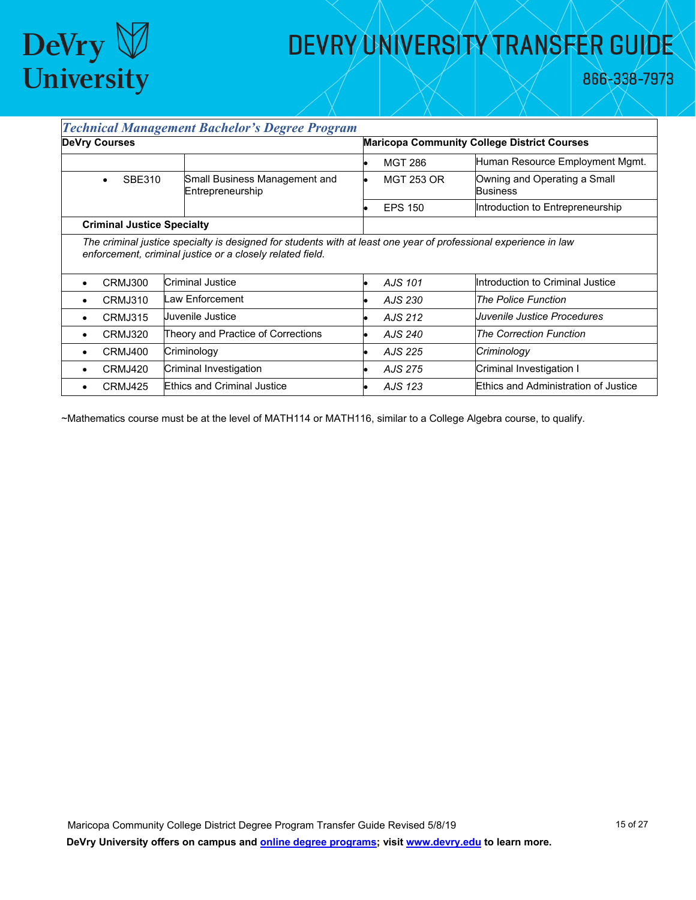## *Technical Management Bachelor's Degree Program*

| DeVry Courses | | Maricopa Community College District Courses | |
|---|---|---|---|
| | | MGT 286 | Human Resource Employment Mgmt. |
| SBE310 | Small Business Management and Entrepreneurship | MGT 253 OR | Owning and Operating a Small Business |
| | | EPS 150 | Introduction to Entrepreneurship |
| **Criminal Justice Specialty** | | | |
| *The criminal justice specialty is designed for students with at least one year of professional experience in law enforcement, criminal justice or a closely related field.* | | | |
| CRMJ300 | Criminal Justice | *AJS 101* | Introduction to Criminal Justice |
| CRMJ310 | Law Enforcement | *AJS 230* | *The Police Function* |
| CRMJ315 | Juvenile Justice | *AJS 212* | *Juvenile Justice Procedures* |
| CRMJ320 | Theory and Practice of Corrections | *AJS 240* | *The Correction Function* |
| CRMJ400 | Criminology | *AJS 225* | *Criminology* |
| CRMJ420 | Criminal Investigation | *AJS 275* | Criminal Investigation I |
| CRMJ425 | Ethics and Criminal Justice | *AJS 123* | Ethics and Administration of Justice |

~Mathematics course must be at the level of MATH114 or MATH116, similar to a College Algebra course, to qualify.

Maricopa Community College District Degree Program Transfer Guide Revised 5/8/19

**DeVry University offers on campus and [online degree programs](); visit [www.devry.edu]() to learn more.**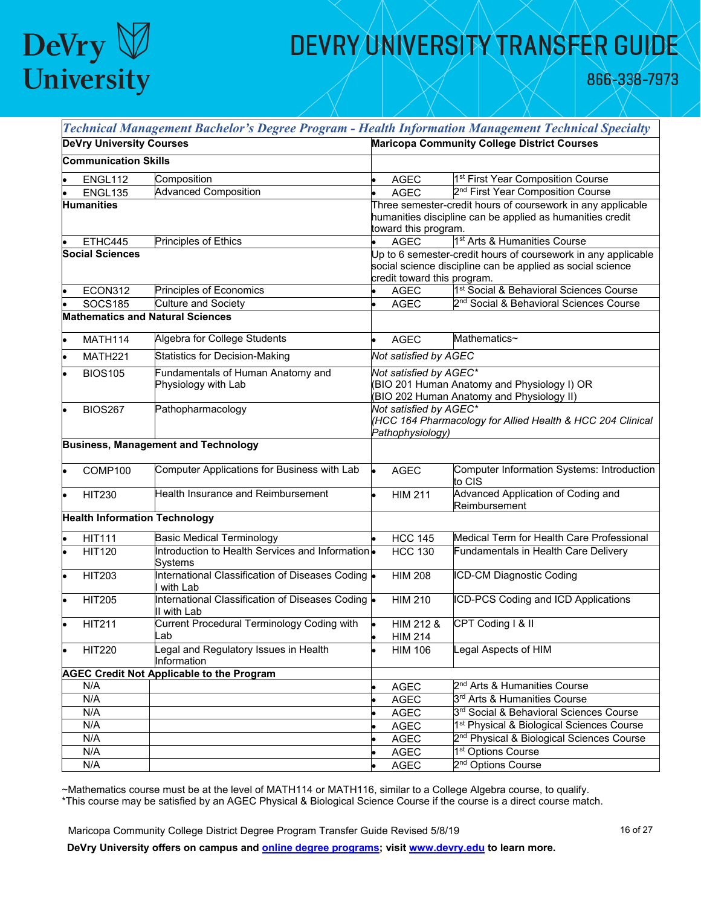# DEVRY UNIVERSITY TRANSFER GUIDE

866-338-7973

| *Technical Management Bachelor's Degree Program - Health Information Management Technical Specialty* | | | |
|---|---|---|---|
| **DeVry University Courses** | | **Maricopa Community College District Courses** | |
| **Communication Skills** | | | |
| • ENGL112 | Composition | • AGEC | 1st First Year Composition Course |
| • ENGL135 | Advanced Composition | • AGEC | 2nd First Year Composition Course |
| **Humanities** | | Three semester-credit hours of coursework in any applicable humanities discipline can be applied as humanities credit toward this program. | |
| • ETHC445 | Principles of Ethics | • AGEC | 1st Arts & Humanities Course |
| **Social Sciences** | | Up to 6 semester-credit hours of coursework in any applicable social science discipline can be applied as social science credit toward this program. | |
| • ECON312 | Principles of Economics | • AGEC | 1st Social & Behavioral Sciences Course |
| • SOCS185 | Culture and Society | • AGEC | 2nd Social & Behavioral Sciences Course |
| **Mathematics and Natural Sciences** | | | |
| • MATH114 | Algebra for College Students | • AGEC | Mathematics~ |
| • MATH221 | Statistics for Decision-Making | *Not satisfied by AGEC* | |
| • BIOS105 | Fundamentals of Human Anatomy and Physiology with Lab | *Not satisfied by AGEC** (BIO 201 Human Anatomy and Physiology I) OR (BIO 202 Human Anatomy and Physiology II) | |
| • BIOS267 | Pathopharmacology | *Not satisfied by AGEC** *(HCC 164 Pharmacology for Allied Health & HCC 204 Clinical Pathophysiology)* | |
| **Business, Management and Technology** | | | |
| • COMP100 | Computer Applications for Business with Lab | • AGEC | Computer Information Systems: Introduction to CIS |
| • HIT230 | Health Insurance and Reimbursement | • HIM 211 | Advanced Application of Coding and Reimbursement |
| **Health Information Technology** | | | |
| • HIT111 | Basic Medical Terminology | • HCC 145 | Medical Term for Health Care Professional |
| • HIT120 | Introduction to Health Services and Information Systems | • HCC 130 | Fundamentals in Health Care Delivery |
| • HIT203 | International Classification of Diseases Coding I with Lab | • HIM 208 | ICD-CM Diagnostic Coding |
| • HIT205 | International Classification of Diseases Coding II with Lab | • HIM 210 | ICD-PCS Coding and ICD Applications |
| • HIT211 | Current Procedural Terminology Coding with Lab | • HIM 212 & • HIM 214 | CPT Coding I & II |
| • HIT220 | Legal and Regulatory Issues in Health Information | • HIM 106 | Legal Aspects of HIM |
| **AGEC Credit Not Applicable to the Program** | | | |
| N/A | | • AGEC | 2nd Arts & Humanities Course |
| N/A | | • AGEC | 3rd Arts & Humanities Course |
| N/A | | • AGEC | 3rd Social & Behavioral Sciences Course |
| N/A | | • AGEC | 1st Physical & Biological Sciences Course |
| N/A | | • AGEC | 2nd Physical & Biological Sciences Course |
| N/A | | • AGEC | 1st Options Course |
| N/A | | • AGEC | 2nd Options Course |

~Mathematics course must be at the level of MATH114 or MATH116, similar to a College Algebra course, to qualify.
*This course may be satisfied by an AGEC Physical & Biological Science Course if the course is a direct course match.

Maricopa Community College District Degree Program Transfer Guide Revised 5/8/19

**DeVry University offers on campus and online degree programs; visit www.devry.edu to learn more.**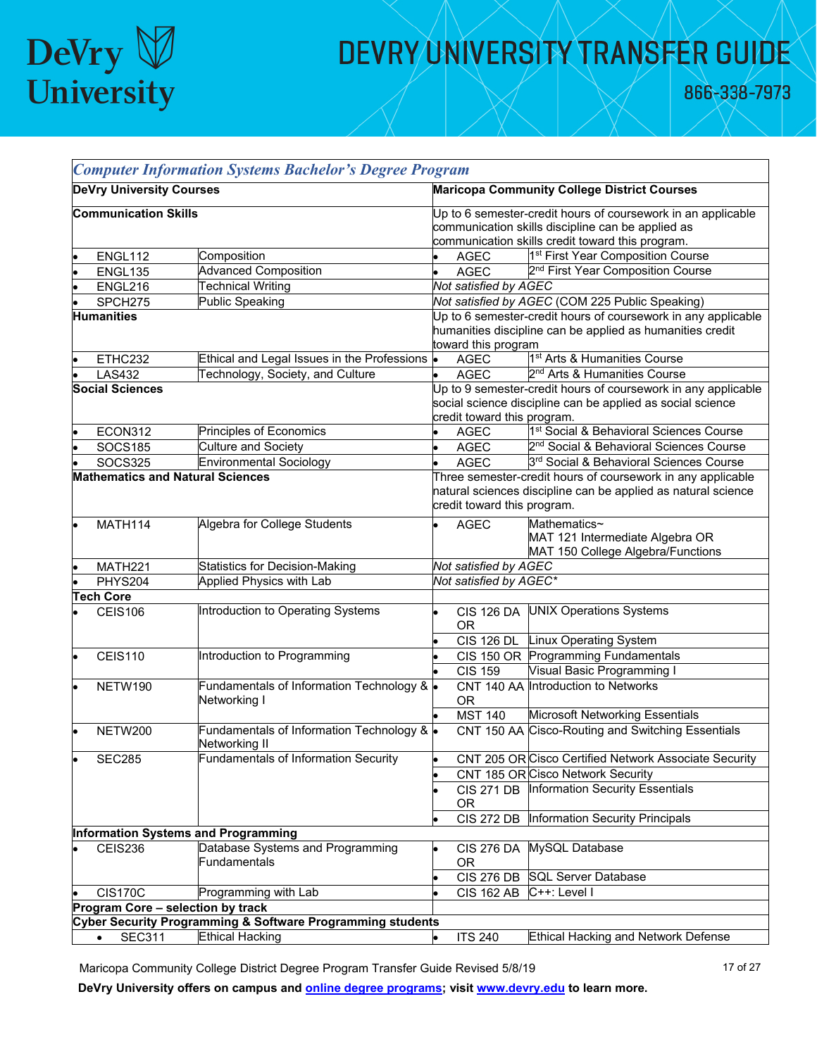# DEVRY UNIVERSITY TRANSFER GUIDE

866-338-7973

| *Computer Information Systems Bachelor's Degree Program* | | | |
|---|---|---|---|
| **DeVry University Courses** | | **Maricopa Community College District Courses** | |
| **Communication Skills** | | Up to 6 semester-credit hours of coursework in an applicable communication skills discipline can be applied as communication skills credit toward this program. | |
| • ENGL112 | Composition | • AGEC | 1st First Year Composition Course |
| • ENGL135 | Advanced Composition | • AGEC | 2nd First Year Composition Course |
| • ENGL216 | Technical Writing | *Not satisfied by AGEC* | |
| • SPCH275 | Public Speaking | *Not satisfied by AGEC* (COM 225 Public Speaking) | |
| **Humanities** | | Up to 6 semester-credit hours of coursework in any applicable humanities discipline can be applied as humanities credit toward this program | |
| • ETHC232 | Ethical and Legal Issues in the Professions | • AGEC | 1st Arts & Humanities Course |
| • LAS432 | Technology, Society, and Culture | • AGEC | 2nd Arts & Humanities Course |
| **Social Sciences** | | Up to 9 semester-credit hours of coursework in any applicable social science discipline can be applied as social science credit toward this program. | |
| • ECON312 | Principles of Economics | • AGEC | 1st Social & Behavioral Sciences Course |
| • SOCS185 | Culture and Society | • AGEC | 2nd Social & Behavioral Sciences Course |
| • SOCS325 | Environmental Sociology | • AGEC | 3rd Social & Behavioral Sciences Course |
| **Mathematics and Natural Sciences** | | Three semester-credit hours of coursework in any applicable natural sciences discipline can be applied as natural science credit toward this program. | |
| • MATH114 | Algebra for College Students | • AGEC | Mathematics~ MAT 121 Intermediate Algebra OR MAT 150 College Algebra/Functions |
| • MATH221 | Statistics for Decision-Making | *Not satisfied by AGEC* | |
| • PHYS204 | Applied Physics with Lab | *Not satisfied by AGEC** | |
| **Tech Core** | | | |
| • CEIS106 | Introduction to Operating Systems | • CIS 126 DA OR | UNIX Operations Systems |
| | | • CIS 126 DL | Linux Operating System |
| • CEIS110 | Introduction to Programming | • CIS 150 OR | Programming Fundamentals |
| | | • CIS 159 | Visual Basic Programming I |
| • NETW190 | Fundamentals of Information Technology & Networking I | • CNT 140 AA OR | Introduction to Networks |
| | | • MST 140 | Microsoft Networking Essentials |
| • NETW200 | Fundamentals of Information Technology & Networking II | • CNT 150 AA | Cisco-Routing and Switching Essentials |
| • SEC285 | Fundamentals of Information Security | • CNT 205 OR | Cisco Certified Network Associate Security |
| | | • CNT 185 OR | Cisco Network Security |
| | | • CIS 271 DB OR | Information Security Essentials |
| | | • CIS 272 DB | Information Security Principals |
| **Information Systems and Programming** | | | |
| • CEIS236 | Database Systems and Programming Fundamentals | • CIS 276 DA OR | MySQL Database |
| | | • CIS 276 DB | SQL Server Database |
| • CIS170C | Programming with Lab | • CIS 162 AB | C++: Level I |
| **Program Core – selection by track** | | | |
| **Cyber Security Programming & Software Programming students** | | | |
| • SEC311 | Ethical Hacking | • ITS 240 | Ethical Hacking and Network Defense |

Maricopa Community College District Degree Program Transfer Guide Revised 5/8/19

**DeVry University offers on campus and online degree programs; visit www.devry.edu to learn more.**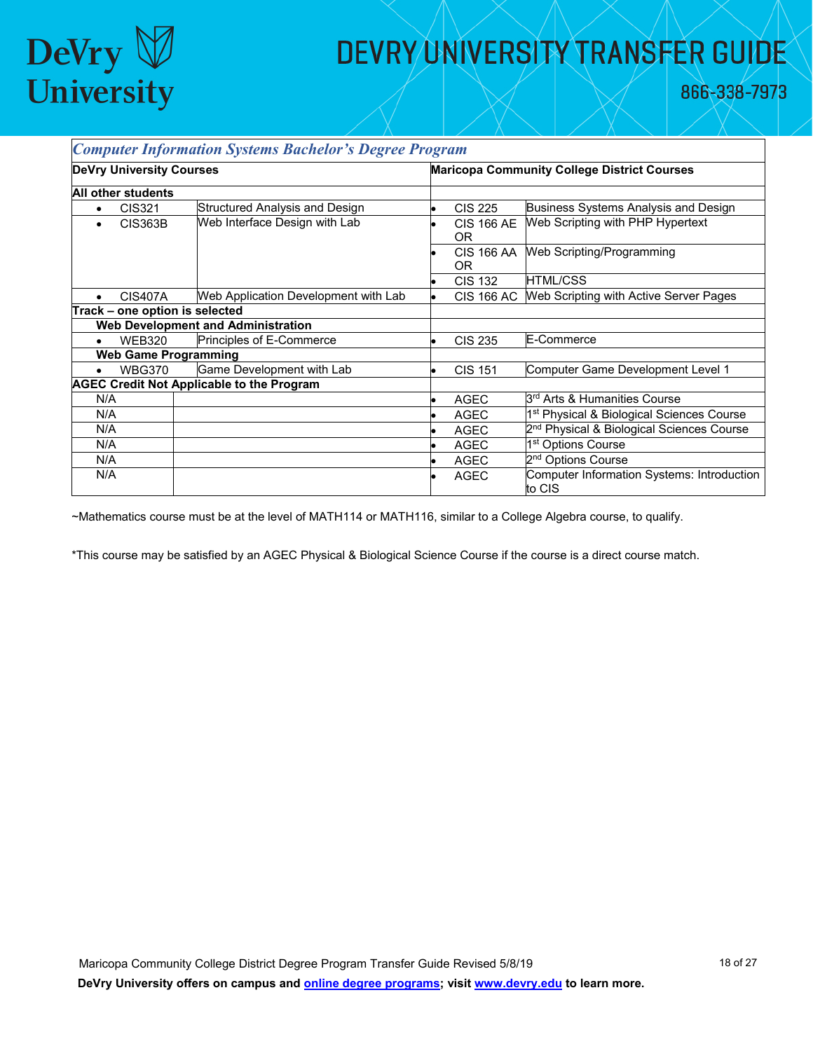## Computer Information Systems Bachelor's Degree Program

| DeVry University Courses | | Maricopa Community College District Courses | |
|---|---|---|---|
| **All other students** | | | |
| CIS321 | Structured Analysis and Design | CIS 225 | Business Systems Analysis and Design |
| CIS363B | Web Interface Design with Lab | CIS 166 AE OR | Web Scripting with PHP Hypertext |
| | | CIS 166 AA OR | Web Scripting/Programming |
| | | CIS 132 | HTML/CSS |
| CIS407A | Web Application Development with Lab | CIS 166 AC | Web Scripting with Active Server Pages |
| **Track – one option is selected** | | | |
| **Web Development and Administration** | | | |
| WEB320 | Principles of E-Commerce | CIS 235 | E-Commerce |
| **Web Game Programming** | | | |
| WBG370 | Game Development with Lab | CIS 151 | Computer Game Development Level 1 |
| **AGEC Credit Not Applicable to the Program** | | | |
| N/A | | AGEC | 3rd Arts & Humanities Course |
| N/A | | AGEC | 1st Physical & Biological Sciences Course |
| N/A | | AGEC | 2nd Physical & Biological Sciences Course |
| N/A | | AGEC | 1st Options Course |
| N/A | | AGEC | 2nd Options Course |
| N/A | | AGEC | Computer Information Systems: Introduction to CIS |

~Mathematics course must be at the level of MATH114 or MATH116, similar to a College Algebra course, to qualify.

*This course may be satisfied by an AGEC Physical & Biological Science Course if the course is a direct course match.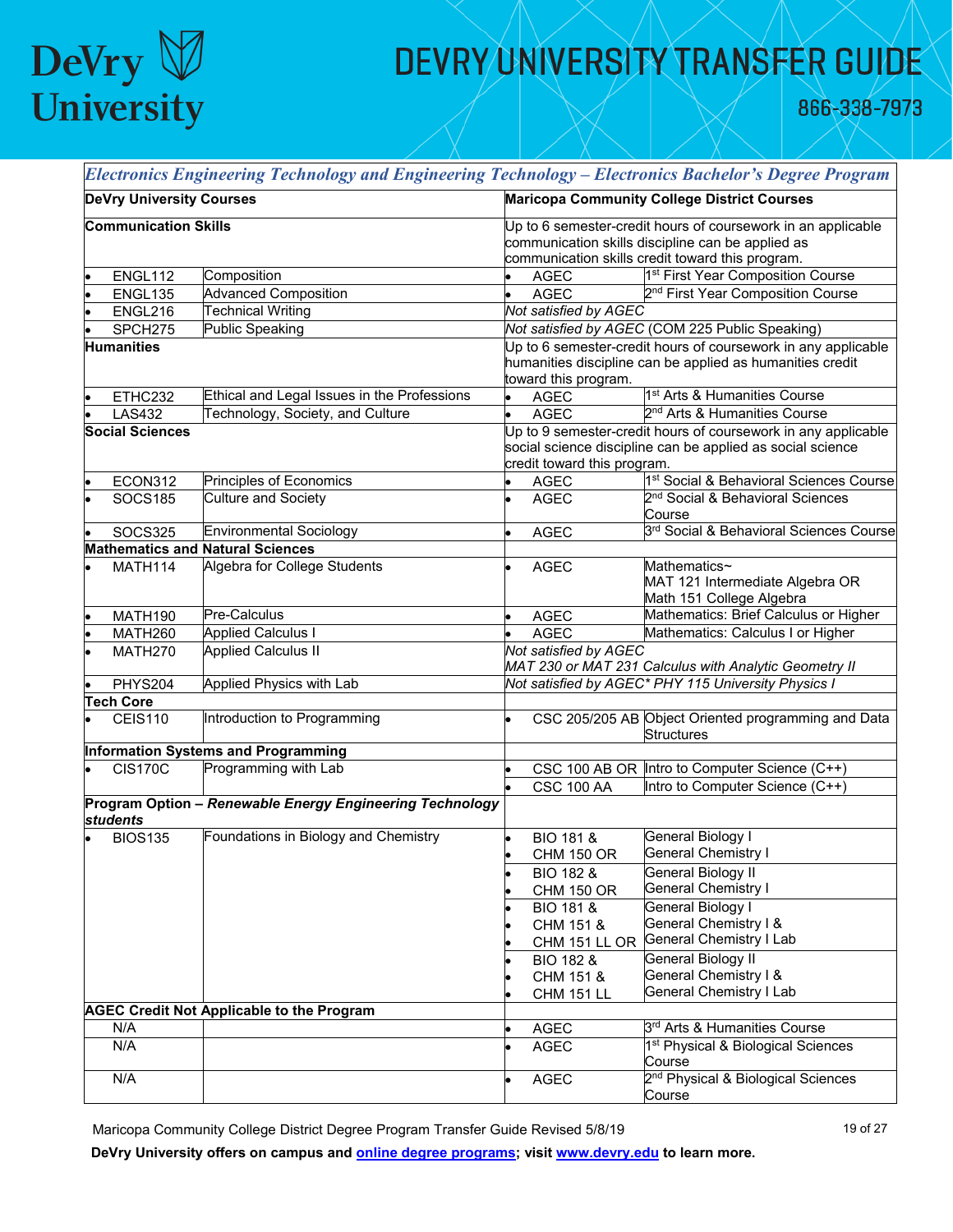# DEVRY UNIVERSITY TRANSFER GUIDE

866-338-7973

| *Electronics Engineering Technology and Engineering Technology – Electronics Bachelor's Degree Program* | | | |
|---|---|---|---|
| **DeVry University Courses** | | **Maricopa Community College District Courses** | |
| **Communication Skills** | | Up to 6 semester-credit hours of coursework in an applicable communication skills discipline can be applied as communication skills credit toward this program. | |
| • ENGL112 | Composition | • AGEC | 1st First Year Composition Course |
| • ENGL135 | Advanced Composition | • AGEC | 2nd First Year Composition Course |
| • ENGL216 | Technical Writing | *Not satisfied by AGEC* | |
| • SPCH275 | Public Speaking | *Not satisfied by AGEC* (COM 225 Public Speaking) | |
| **Humanities** | | Up to 6 semester-credit hours of coursework in any applicable humanities discipline can be applied as humanities credit toward this program. | |
| • ETHC232 | Ethical and Legal Issues in the Professions | • AGEC | 1st Arts & Humanities Course |
| • LAS432 | Technology, Society, and Culture | • AGEC | 2nd Arts & Humanities Course |
| **Social Sciences** | | Up to 9 semester-credit hours of coursework in any applicable social science discipline can be applied as social science credit toward this program. | |
| • ECON312 | Principles of Economics | • AGEC | 1st Social & Behavioral Sciences Course |
| • SOCS185 | Culture and Society | • AGEC | 2nd Social & Behavioral Sciences Course |
| • SOCS325 | Environmental Sociology | • AGEC | 3rd Social & Behavioral Sciences Course |
| **Mathematics and Natural Sciences** | | | |
| • MATH114 | Algebra for College Students | • AGEC | Mathematics~ MAT 121 Intermediate Algebra OR Math 151 College Algebra |
| • MATH190 | Pre-Calculus | • AGEC | Mathematics: Brief Calculus or Higher |
| • MATH260 | Applied Calculus I | • AGEC | Mathematics: Calculus I or Higher |
| • MATH270 | Applied Calculus II | *Not satisfied by AGEC* *MAT 230 or MAT 231 Calculus with Analytic Geometry II* | |
| • PHYS204 | Applied Physics with Lab | *Not satisfied by AGEC\* PHY 115 University Physics I* | |
| **Tech Core** | | | |
| • CEIS110 | Introduction to Programming | • CSC 205/205 AB | Object Oriented programming and Data Structures |
| **Information Systems and Programming** | | | |
| • CIS170C | Programming with Lab | • CSC 100 AB OR | Intro to Computer Science (C++) |
| | | • CSC 100 AA | Intro to Computer Science (C++) |
| **Program Option – *Renewable Energy Engineering Technology students*** | | | |
| • BIOS135 | Foundations in Biology and Chemistry | • BIO 181 & • CHM 150 OR | General Biology I General Chemistry I |
| | | • BIO 182 & • CHM 150 OR | General Biology II General Chemistry I |
| | | • BIO 181 & • CHM 151 & • CHM 151 LL OR | General Biology I General Chemistry I & General Chemistry I Lab |
| | | • BIO 182 & • CHM 151 & • CHM 151 LL | General Biology II General Chemistry I & General Chemistry I Lab |
| **AGEC Credit Not Applicable to the Program** | | | |
| N/A | | • AGEC | 3rd Arts & Humanities Course |
| N/A | | • AGEC | 1st Physical & Biological Sciences Course |
| N/A | | • AGEC | 2nd Physical & Biological Sciences Course |

Maricopa Community College District Degree Program Transfer Guide Revised 5/8/19

**DeVry University offers on campus and online degree programs; visit www.devry.edu to learn more.**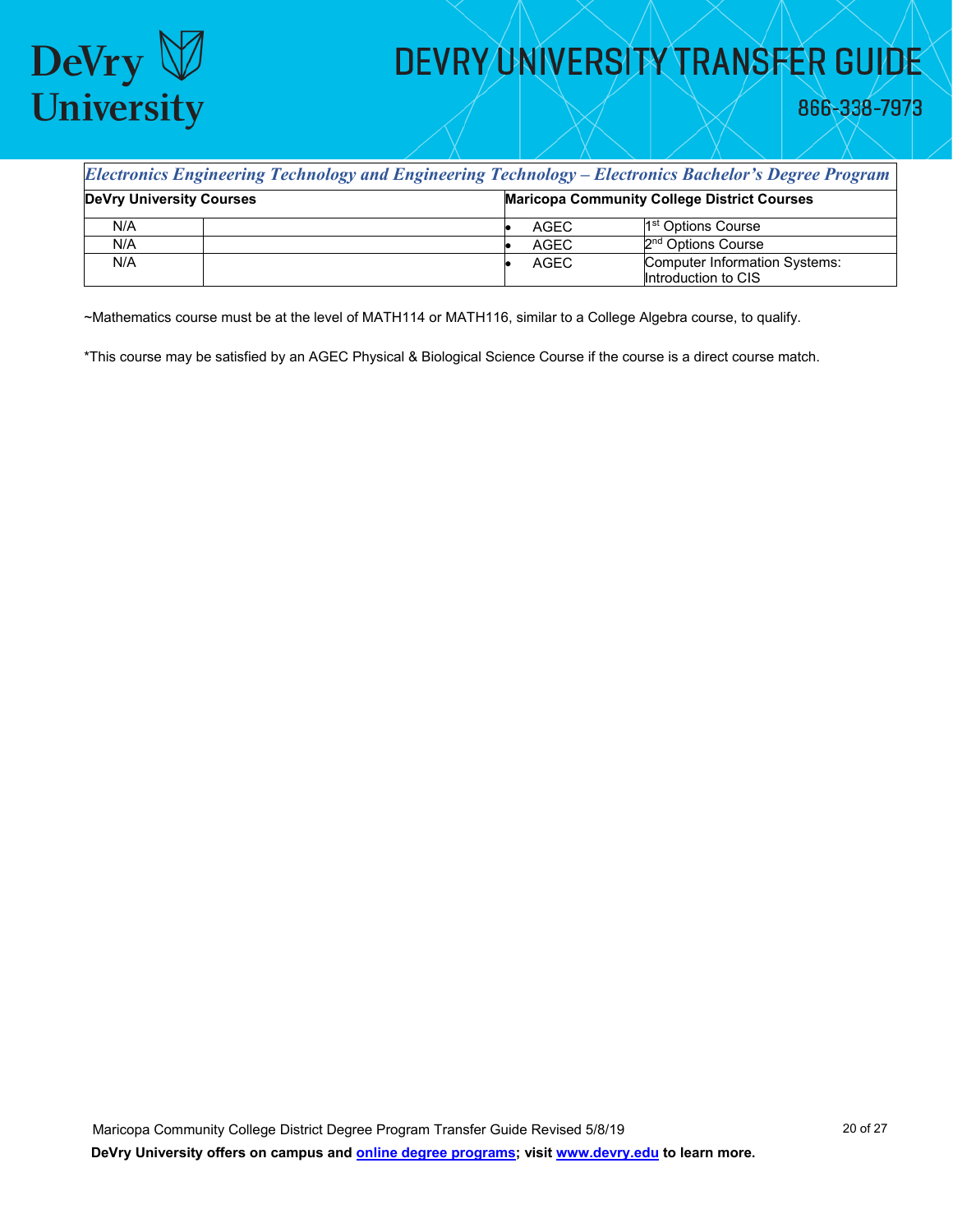| *Electronics Engineering Technology and Engineering Technology – Electronics Bachelor's Degree Program* | | | |
|---|---|---|---|
| **DeVry University Courses** | | **Maricopa Community College District Courses** | |
| N/A | | • AGEC | 1st Options Course |
| N/A | | • AGEC | 2nd Options Course |
| N/A | | • AGEC | Computer Information Systems: Introduction to CIS |

~Mathematics course must be at the level of MATH114 or MATH116, similar to a College Algebra course, to qualify.

*This course may be satisfied by an AGEC Physical & Biological Science Course if the course is a direct course match.

Maricopa Community College District Degree Program Transfer Guide Revised 5/8/19

**DeVry University offers on campus and [online degree programs](); visit [www.devry.edu]() to learn more.**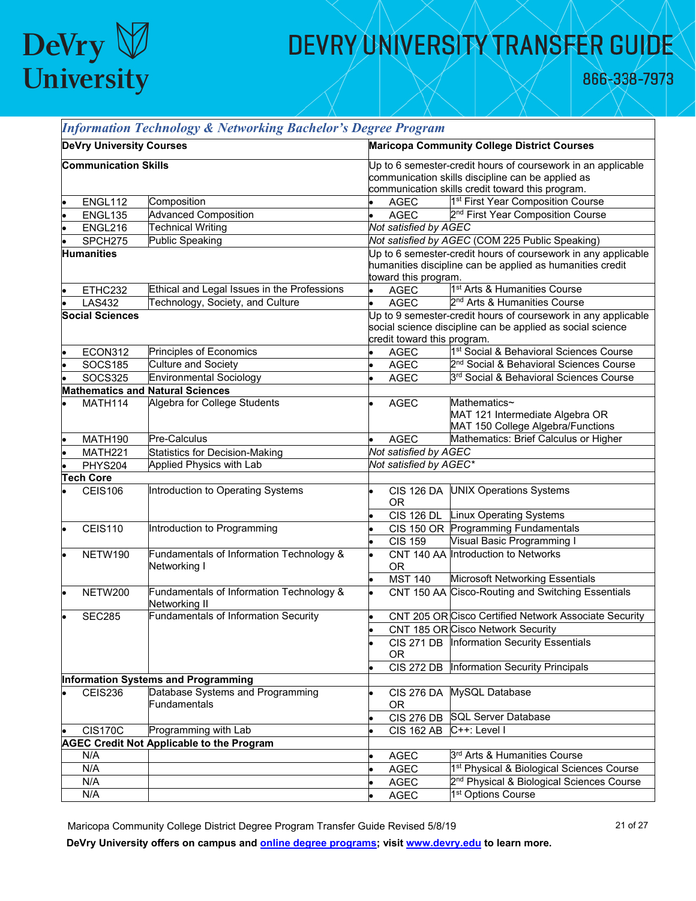# DeVry University

# DEVRY UNIVERSITY TRANSFER GUIDE

866-338-7973

*Information Technology & Networking Bachelor's Degree Program*

| DeVry University Courses | | Maricopa Community College District Courses | |
|---|---|---|---|
| **Communication Skills** | | Up to 6 semester-credit hours of coursework in an applicable communication skills discipline can be applied as communication skills credit toward this program. | |
| • ENGL112 | Composition | • AGEC | 1st First Year Composition Course |
| • ENGL135 | Advanced Composition | • AGEC | 2nd First Year Composition Course |
| • ENGL216 | Technical Writing | *Not satisfied by AGEC* | |
| • SPCH275 | Public Speaking | *Not satisfied by AGEC* (COM 225 Public Speaking) | |
| **Humanities** | | Up to 6 semester-credit hours of coursework in any applicable humanities discipline can be applied as humanities credit toward this program. | |
| • ETHC232 | Ethical and Legal Issues in the Professions | • AGEC | 1st Arts & Humanities Course |
| • LAS432 | Technology, Society, and Culture | • AGEC | 2nd Arts & Humanities Course |
| **Social Sciences** | | Up to 9 semester-credit hours of coursework in any applicable social science discipline can be applied as social science credit toward this program. | |
| • ECON312 | Principles of Economics | • AGEC | 1st Social & Behavioral Sciences Course |
| • SOCS185 | Culture and Society | • AGEC | 2nd Social & Behavioral Sciences Course |
| • SOCS325 | Environmental Sociology | • AGEC | 3rd Social & Behavioral Sciences Course |
| **Mathematics and Natural Sciences** | | | |
| • MATH114 | Algebra for College Students | • AGEC | Mathematics~ MAT 121 Intermediate Algebra OR MAT 150 College Algebra/Functions |
| • MATH190 | Pre-Calculus | • AGEC | Mathematics: Brief Calculus or Higher |
| • MATH221 | Statistics for Decision-Making | *Not satisfied by AGEC* | |
| • PHYS204 | Applied Physics with Lab | *Not satisfied by AGEC** | |
| **Tech Core** | | | |
| • CEIS106 | Introduction to Operating Systems | • CIS 126 DA OR | UNIX Operations Systems |
| | | • CIS 126 DL | Linux Operating Systems |
| • CEIS110 | Introduction to Programming | • CIS 150 OR | Programming Fundamentals |
| | | • CIS 159 | Visual Basic Programming I |
| • NETW190 | Fundamentals of Information Technology & Networking I | • CNT 140 AA OR | Introduction to Networks |
| | | • MST 140 | Microsoft Networking Essentials |
| • NETW200 | Fundamentals of Information Technology & Networking II | • CNT 150 AA | Cisco-Routing and Switching Essentials |
| • SEC285 | Fundamentals of Information Security | • CNT 205 OR | Cisco Certified Network Associate Security |
| | | • CNT 185 OR | Cisco Network Security |
| | | • CIS 271 DB OR | Information Security Essentials |
| | | • CIS 272 DB | Information Security Principals |
| **Information Systems and Programming** | | | |
| • CEIS236 | Database Systems and Programming Fundamentals | • CIS 276 DA OR | MySQL Database |
| | | • CIS 276 DB | SQL Server Database |
| • CIS170C | Programming with Lab | • CIS 162 AB | C++: Level I |
| **AGEC Credit Not Applicable to the Program** | | | |
| N/A | | • AGEC | 3rd Arts & Humanities Course |
| N/A | | • AGEC | 1st Physical & Biological Sciences Course |
| N/A | | • AGEC | 2nd Physical & Biological Sciences Course |
| N/A | | • AGEC | 1st Options Course |

Maricopa Community College District Degree Program Transfer Guide Revised 5/8/19

**DeVry University offers on campus and online degree programs; visit www.devry.edu to learn more.**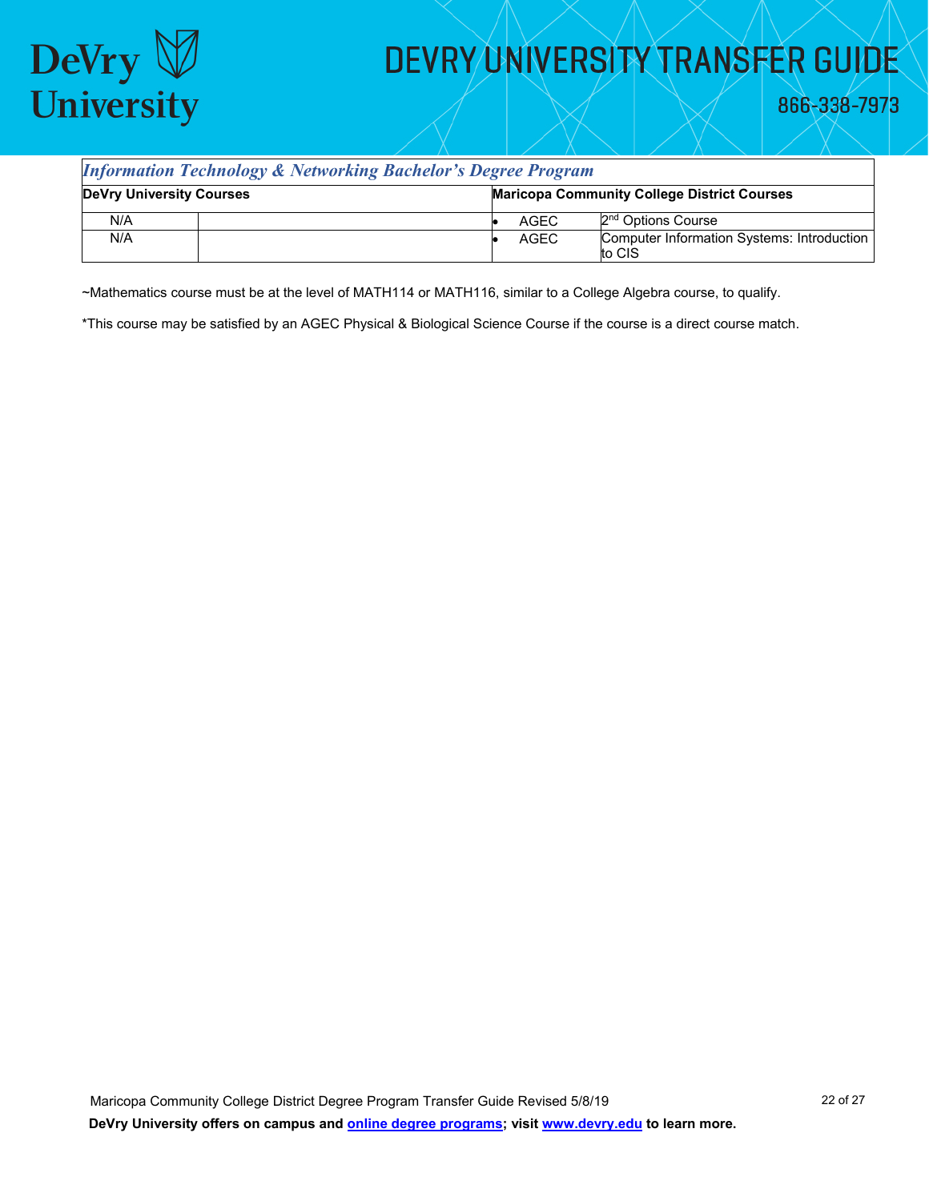| *Information Technology & Networking Bachelor's Degree Program* | | | |
|---|---|---|---|
| **DeVry University Courses** | | **Maricopa Community College District Courses** | |
| N/A | | • AGEC | 2nd Options Course |
| N/A | | • AGEC | Computer Information Systems: Introduction to CIS |

~Mathematics course must be at the level of MATH114 or MATH116, similar to a College Algebra course, to qualify.

*This course may be satisfied by an AGEC Physical & Biological Science Course if the course is a direct course match.

Maricopa Community College District Degree Program Transfer Guide Revised 5/8/19

**DeVry University offers on campus and online degree programs; visit www.devry.edu to learn more.**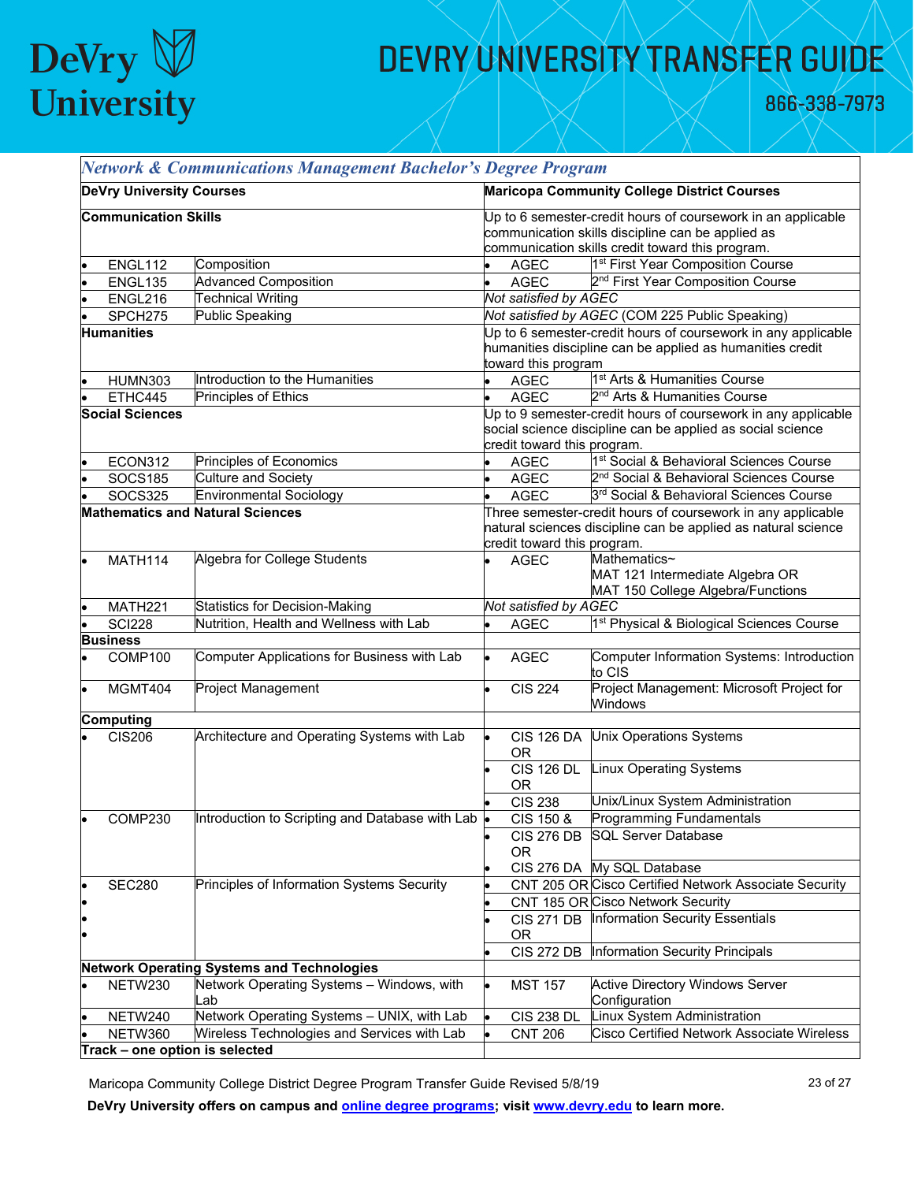## *Network & Communications Management Bachelor's Degree Program*

| DeVry University Courses | | Maricopa Community College District Courses | |
|---|---|---|---|
| **Communication Skills** | | Up to 6 semester-credit hours of coursework in an applicable communication skills discipline can be applied as communication skills credit toward this program. | |
| • ENGL112 | Composition | • AGEC | 1st First Year Composition Course |
| • ENGL135 | Advanced Composition | • AGEC | 2nd First Year Composition Course |
| • ENGL216 | Technical Writing | *Not satisfied by AGEC* | |
| • SPCH275 | Public Speaking | *Not satisfied by AGEC* (COM 225 Public Speaking) | |
| **Humanities** | | Up to 6 semester-credit hours of coursework in any applicable humanities discipline can be applied as humanities credit toward this program | |
| • HUMN303 | Introduction to the Humanities | • AGEC | 1st Arts & Humanities Course |
| • ETHC445 | Principles of Ethics | • AGEC | 2nd Arts & Humanities Course |
| **Social Sciences** | | Up to 9 semester-credit hours of coursework in any applicable social science discipline can be applied as social science credit toward this program. | |
| • ECON312 | Principles of Economics | • AGEC | 1st Social & Behavioral Sciences Course |
| • SOCS185 | Culture and Society | • AGEC | 2nd Social & Behavioral Sciences Course |
| • SOCS325 | Environmental Sociology | • AGEC | 3rd Social & Behavioral Sciences Course |
| **Mathematics and Natural Sciences** | | Three semester-credit hours of coursework in any applicable natural sciences discipline can be applied as natural science credit toward this program. | |
| • MATH114 | Algebra for College Students | • AGEC | Mathematics~ MAT 121 Intermediate Algebra OR MAT 150 College Algebra/Functions |
| • MATH221 | Statistics for Decision-Making | *Not satisfied by AGEC* | |
| • SCI228 | Nutrition, Health and Wellness with Lab | • AGEC | 1st Physical & Biological Sciences Course |
| **Business** | | | |
| • COMP100 | Computer Applications for Business with Lab | • AGEC | Computer Information Systems: Introduction to CIS |
| • MGMT404 | Project Management | • CIS 224 | Project Management: Microsoft Project for Windows |
| **Computing** | | | |
| • CIS206 | Architecture and Operating Systems with Lab | • CIS 126 DA OR | Unix Operations Systems |
| | | • CIS 126 DL OR | Linux Operating Systems |
| | | • CIS 238 | Unix/Linux System Administration |
| • COMP230 | Introduction to Scripting and Database with Lab | • CIS 150 & | Programming Fundamentals |
| | | • CIS 276 DB OR | SQL Server Database |
| | | • CIS 276 DA | My SQL Database |
| • SEC280 | Principles of Information Systems Security | • CNT 205 OR | Cisco Certified Network Associate Security |
| | | • CNT 185 OR | Cisco Network Security |
| | | • CIS 271 DB OR | Information Security Essentials |
| | | • CIS 272 DB | Information Security Principals |
| **Network Operating Systems and Technologies** | | | |
| • NETW230 | Network Operating Systems – Windows, with Lab | • MST 157 | Active Directory Windows Server Configuration |
| • NETW240 | Network Operating Systems – UNIX, with Lab | • CIS 238 DL | Linux System Administration |
| • NETW360 | Wireless Technologies and Services with Lab | • CNT 206 | Cisco Certified Network Associate Wireless |
| **Track – one option is selected** | | | |

Maricopa Community College District Degree Program Transfer Guide Revised 5/8/19

**DeVry University offers on campus and online degree programs; visit www.devry.edu to learn more.**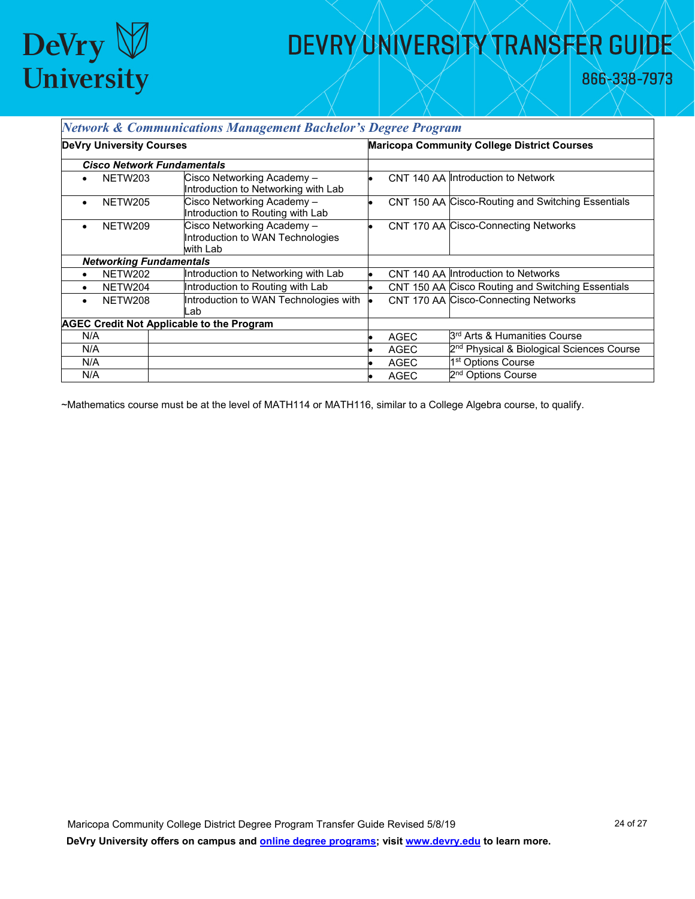# DEVRY UNIVERSITY TRANSFER GUIDE

866-338-7973

| *Network & Communications Management Bachelor's Degree Program* | | | |
|---|---|---|---|
| **DeVry University Courses** | | **Maricopa Community College District Courses** | |
| ***Cisco Network Fundamentals*** | | | |
| • NETW203 | Cisco Networking Academy – Introduction to Networking with Lab | • CNT 140 AA | Introduction to Network |
| • NETW205 | Cisco Networking Academy – Introduction to Routing with Lab | • CNT 150 AA | Cisco-Routing and Switching Essentials |
| • NETW209 | Cisco Networking Academy – Introduction to WAN Technologies with Lab | • CNT 170 AA | Cisco-Connecting Networks |
| ***Networking Fundamentals*** | | | |
| • NETW202 | Introduction to Networking with Lab | • CNT 140 AA | Introduction to Networks |
| • NETW204 | Introduction to Routing with Lab | • CNT 150 AA | Cisco Routing and Switching Essentials |
| • NETW208 | Introduction to WAN Technologies with Lab | • CNT 170 AA | Cisco-Connecting Networks |
| **AGEC Credit Not Applicable to the Program** | | | |
| N/A | | • AGEC | 3rd Arts & Humanities Course |
| N/A | | • AGEC | 2nd Physical & Biological Sciences Course |
| N/A | | • AGEC | 1st Options Course |
| N/A | | • AGEC | 2nd Options Course |

~Mathematics course must be at the level of MATH114 or MATH116, similar to a College Algebra course, to qualify.

Maricopa Community College District Degree Program Transfer Guide Revised 5/8/19

**DeVry University offers on campus and online degree programs; visit www.devry.edu to learn more.**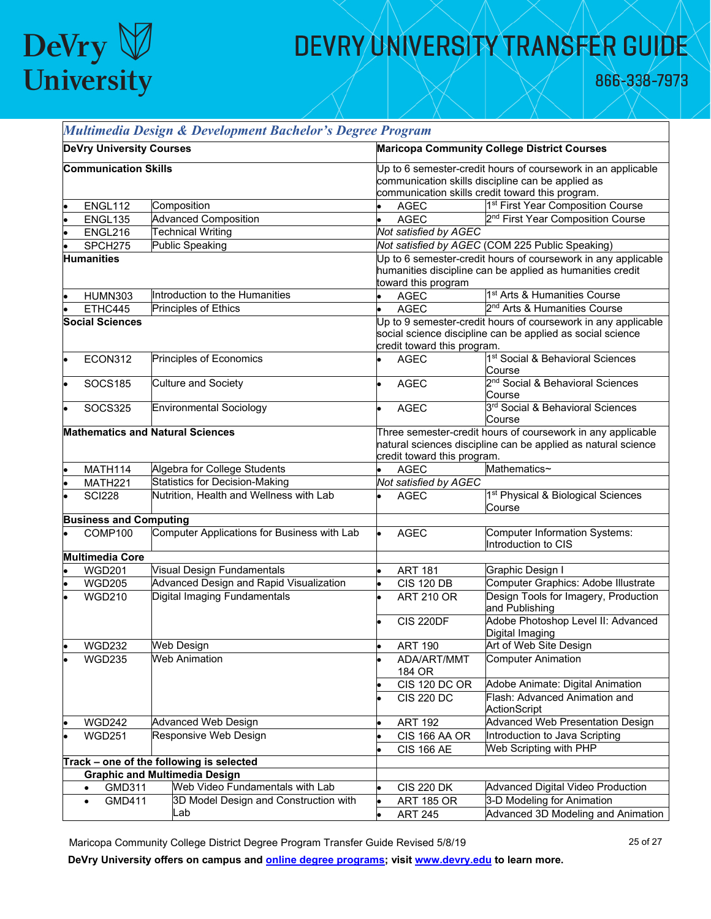# DEVRY UNIVERSITY TRANSFER GUIDE

866-338-7973

| *Multimedia Design & Development Bachelor's Degree Program* | | | |
|---|---|---|---|
| **DeVry University Courses** | | **Maricopa Community College District Courses** | |
| **Communication Skills** | | Up to 6 semester-credit hours of coursework in an applicable communication skills discipline can be applied as communication skills credit toward this program. | |
| • ENGL112 | Composition | • AGEC | 1st First Year Composition Course |
| • ENGL135 | Advanced Composition | • AGEC | 2nd First Year Composition Course |
| • ENGL216 | Technical Writing | *Not satisfied by AGEC* | |
| • SPCH275 | Public Speaking | *Not satisfied by AGEC* (COM 225 Public Speaking) | |
| **Humanities** | | Up to 6 semester-credit hours of coursework in any applicable humanities discipline can be applied as humanities credit toward this program | |
| • HUMN303 | Introduction to the Humanities | • AGEC | 1st Arts & Humanities Course |
| • ETHC445 | Principles of Ethics | • AGEC | 2nd Arts & Humanities Course |
| **Social Sciences** | | Up to 9 semester-credit hours of coursework in any applicable social science discipline can be applied as social science credit toward this program. | |
| • ECON312 | Principles of Economics | • AGEC | 1st Social & Behavioral Sciences Course |
| • SOCS185 | Culture and Society | • AGEC | 2nd Social & Behavioral Sciences Course |
| • SOCS325 | Environmental Sociology | • AGEC | 3rd Social & Behavioral Sciences Course |
| **Mathematics and Natural Sciences** | | Three semester-credit hours of coursework in any applicable natural sciences discipline can be applied as natural science credit toward this program. | |
| • MATH114 | Algebra for College Students | • AGEC | Mathematics~ |
| • MATH221 | Statistics for Decision-Making | *Not satisfied by AGEC* | |
| • SCI228 | Nutrition, Health and Wellness with Lab | • AGEC | 1st Physical & Biological Sciences Course |
| **Business and Computing** | | | |
| • COMP100 | Computer Applications for Business with Lab | • AGEC | Computer Information Systems: Introduction to CIS |
| **Multimedia Core** | | | |
| • WGD201 | Visual Design Fundamentals | • ART 181 | Graphic Design I |
| • WGD205 | Advanced Design and Rapid Visualization | • CIS 120 DB | Computer Graphics: Adobe Illustrate |
| • WGD210 | Digital Imaging Fundamentals | • ART 210 OR | Design Tools for Imagery, Production and Publishing |
| | | • CIS 220DF | Adobe Photoshop Level II: Advanced Digital Imaging |
| • WGD232 | Web Design | • ART 190 | Art of Web Site Design |
| • WGD235 | Web Animation | • ADA/ART/MMT 184 OR | Computer Animation |
| | | • CIS 120 DC OR | Adobe Animate: Digital Animation |
| | | • CIS 220 DC | Flash: Advanced Animation and ActionScript |
| • WGD242 | Advanced Web Design | • ART 192 | Advanced Web Presentation Design |
| • WGD251 | Responsive Web Design | • CIS 166 AA OR | Introduction to Java Scripting |
| | | • CIS 166 AE | Web Scripting with PHP |
| **Track – one of the following is selected** | | | |
| **Graphic and Multimedia Design** | | | |
| • GMD311 | Web Video Fundamentals with Lab | • CIS 220 DK | Advanced Digital Video Production |
| • GMD411 | 3D Model Design and Construction with Lab | • ART 185 OR | 3-D Modeling for Animation |
| | | • ART 245 | Advanced 3D Modeling and Animation |

Maricopa Community College District Degree Program Transfer Guide Revised 5/8/19

**DeVry University offers on campus and online degree programs; visit www.devry.edu to learn more.**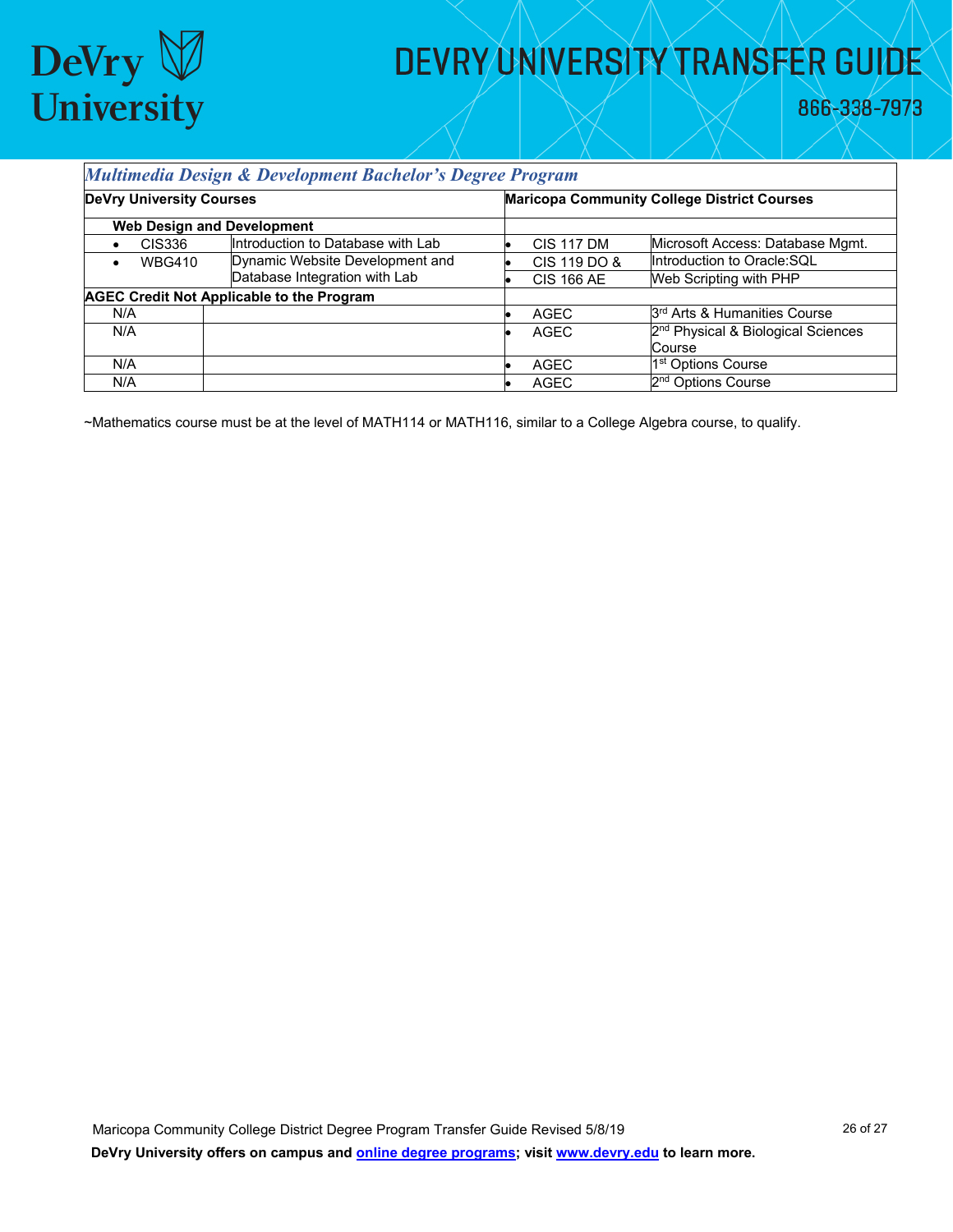*Multimedia Design & Development Bachelor's Degree Program*

| DeVry University Courses | | Maricopa Community College District Courses | |
|---|---|---|---|
| **Web Design and Development** | | | |
| • CIS336 | Introduction to Database with Lab | • CIS 117 DM | Microsoft Access: Database Mgmt. |
| • WBG410 | Dynamic Website Development and Database Integration with Lab | • CIS 119 DO & | Introduction to Oracle:SQL |
| | | • CIS 166 AE | Web Scripting with PHP |
| **AGEC Credit Not Applicable to the Program** | | | |
| N/A | | • AGEC | 3rd Arts & Humanities Course |
| N/A | | • AGEC | 2nd Physical & Biological Sciences Course |
| N/A | | • AGEC | 1st Options Course |
| N/A | | • AGEC | 2nd Options Course |

~Mathematics course must be at the level of MATH114 or MATH116, similar to a College Algebra course, to qualify.

Maricopa Community College District Degree Program Transfer Guide Revised 5/8/19

**DeVry University offers on campus and [online degree programs](); visit [www.devry.edu]() to learn more.**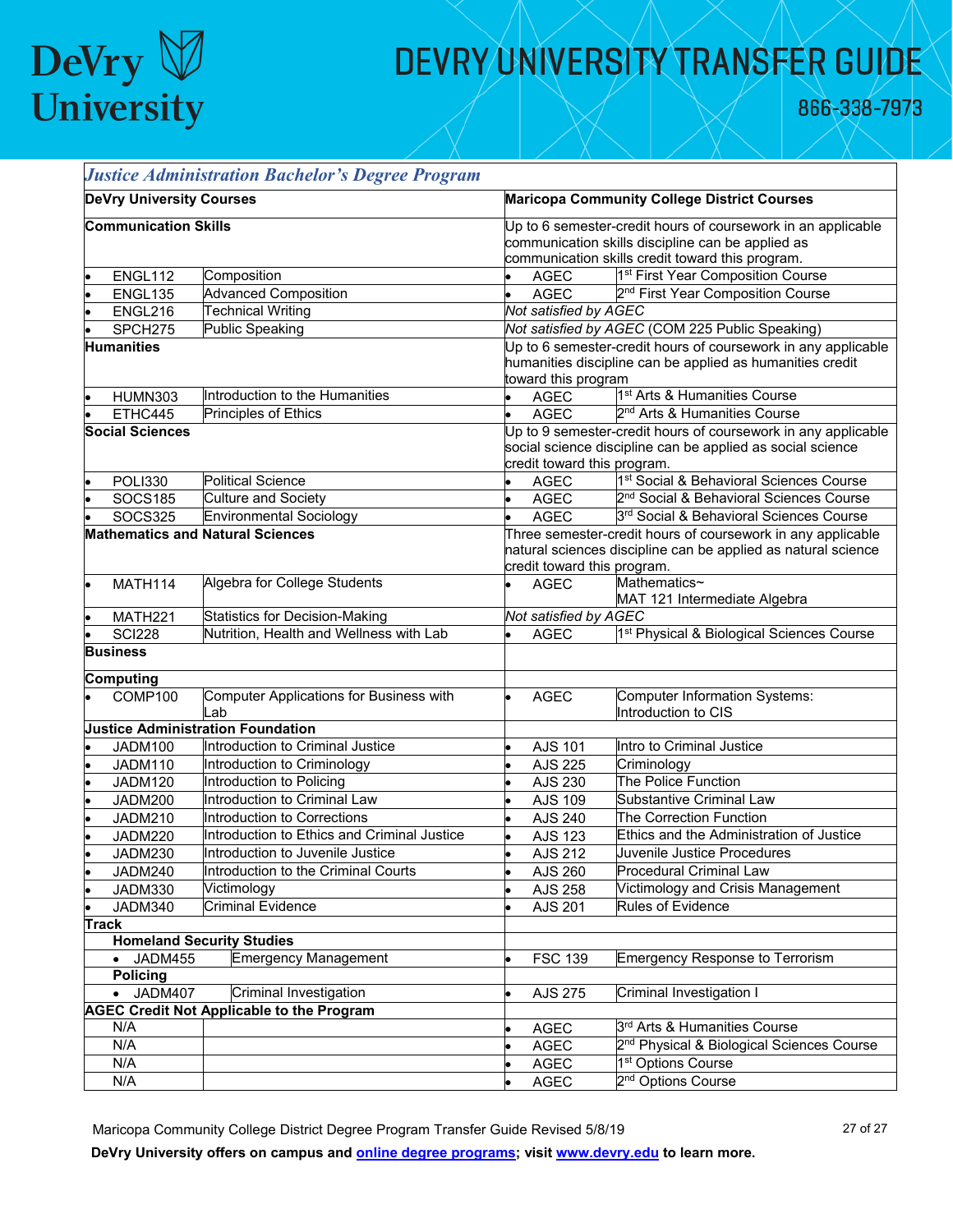# DEVRY UNIVERSITY TRANSFER GUIDE

866-338-7973

## *Justice Administration Bachelor's Degree Program*

| DeVry University Courses | | Maricopa Community College District Courses | |
|---|---|---|---|
| **Communication Skills** | | Up to 6 semester-credit hours of coursework in an applicable communication skills discipline can be applied as communication skills credit toward this program. | |
| • ENGL112 | Composition | • AGEC | 1st First Year Composition Course |
| • ENGL135 | Advanced Composition | • AGEC | 2nd First Year Composition Course |
| • ENGL216 | Technical Writing | *Not satisfied by AGEC* | |
| • SPCH275 | Public Speaking | *Not satisfied by AGEC* (COM 225 Public Speaking) | |
| **Humanities** | | Up to 6 semester-credit hours of coursework in any applicable humanities discipline can be applied as humanities credit toward this program | |
| • HUMN303 | Introduction to the Humanities | • AGEC | 1st Arts & Humanities Course |
| • ETHC445 | Principles of Ethics | • AGEC | 2nd Arts & Humanities Course |
| **Social Sciences** | | Up to 9 semester-credit hours of coursework in any applicable social science discipline can be applied as social science credit toward this program. | |
| • POLI330 | Political Science | • AGEC | 1st Social & Behavioral Sciences Course |
| • SOCS185 | Culture and Society | • AGEC | 2nd Social & Behavioral Sciences Course |
| • SOCS325 | Environmental Sociology | • AGEC | 3rd Social & Behavioral Sciences Course |
| **Mathematics and Natural Sciences** | | Three semester-credit hours of coursework in any applicable natural sciences discipline can be applied as natural science credit toward this program. | |
| • MATH114 | Algebra for College Students | • AGEC | Mathematics~ MAT 121 Intermediate Algebra |
| • MATH221 | Statistics for Decision-Making | *Not satisfied by AGEC* | |
| • SCI228 | Nutrition, Health and Wellness with Lab | • AGEC | 1st Physical & Biological Sciences Course |
| **Business** | | | |
| **Computing** | | | |
| • COMP100 | Computer Applications for Business with Lab | • AGEC | Computer Information Systems: Introduction to CIS |
| **Justice Administration Foundation** | | | |
| • JADM100 | Introduction to Criminal Justice | • AJS 101 | Intro to Criminal Justice |
| • JADM110 | Introduction to Criminology | • AJS 225 | Criminology |
| • JADM120 | Introduction to Policing | • AJS 230 | The Police Function |
| • JADM200 | Introduction to Criminal Law | • AJS 109 | Substantive Criminal Law |
| • JADM210 | Introduction to Corrections | • AJS 240 | The Correction Function |
| • JADM220 | Introduction to Ethics and Criminal Justice | • AJS 123 | Ethics and the Administration of Justice |
| • JADM230 | Introduction to Juvenile Justice | • AJS 212 | Juvenile Justice Procedures |
| • JADM240 | Introduction to the Criminal Courts | • AJS 260 | Procedural Criminal Law |
| • JADM330 | Victimology | • AJS 258 | Victimology and Crisis Management |
| • JADM340 | Criminal Evidence | • AJS 201 | Rules of Evidence |
| **Track** | | | |
| **Homeland Security Studies** | | | |
| • JADM455 | Emergency Management | • FSC 139 | Emergency Response to Terrorism |
| **Policing** | | | |
| • JADM407 | Criminal Investigation | • AJS 275 | Criminal Investigation I |
| **AGEC Credit Not Applicable to the Program** | | | |
| N/A | | • AGEC | 3rd Arts & Humanities Course |
| N/A | | • AGEC | 2nd Physical & Biological Sciences Course |
| N/A | | • AGEC | 1st Options Course |
| N/A | | • AGEC | 2nd Options Course |

Maricopa Community College District Degree Program Transfer Guide Revised 5/8/19

**DeVry University offers on campus and online degree programs; visit www.devry.edu to learn more.**